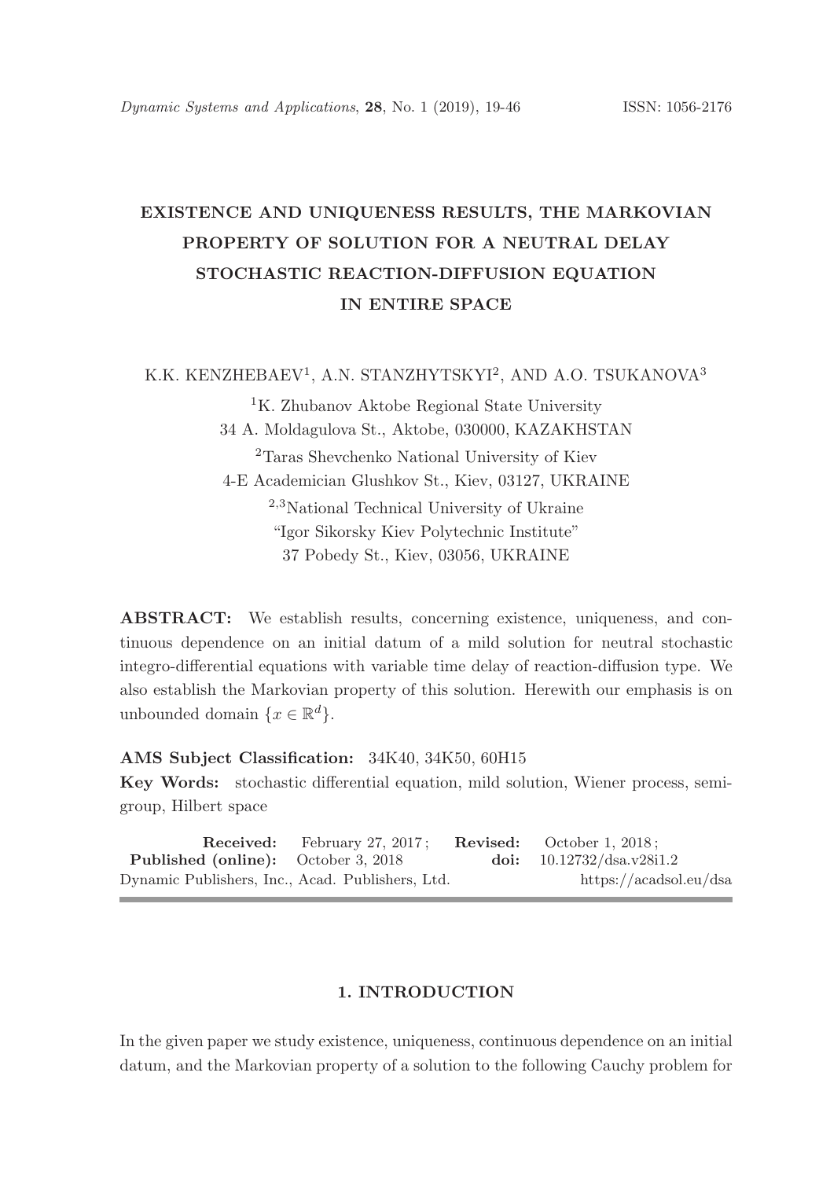# EXISTENCE AND UNIQUENESS RESULTS, THE MARKOVIAN PROPERTY OF SOLUTION FOR A NEUTRAL DELAY STOCHASTIC REACTION-DIFFUSION EQUATION IN ENTIRE SPACE

K.K. KENZHEBAEV[1], A.N. STANZHYTSKYI[2], AND A.O. TSUKANOVA[3]

[1]K. Zhubanov Aktobe Regional State University
34 A. Moldagulova St., Aktobe, 030000, KAZAKHSTAN

[2]Taras Shevchenko National University of Kiev
4-E Academician Glushkov St., Kiev, 03127, UKRAINE

[2,3]National Technical University of Ukraine
"Igor Sikorsky Kiev Polytechnic Institute"
37 Pobedy St., Kiev, 03056, UKRAINE

**ABSTRACT:** We establish results, concerning existence, uniqueness, and continuous dependence on an initial datum of a mild solution for neutral stochastic integro-differential equations with variable time delay of reaction-diffusion type. We also establish the Markovian property of this solution. Herewith our emphasis is on unbounded domain $\{x \in \mathbb{R}^d\}$.

**AMS Subject Classification:** 34K40, 34K50, 60H15

**Key Words:** stochastic differential equation, mild solution, Wiener process, semigroup, Hilbert space

**Received:** February 27, 2017; **Revised:** October 1, 2018;
**Published (online):** October 3, 2018 **doi:** 10.12732/dsa.v28i1.2
Dynamic Publishers, Inc., Acad. Publishers, Ltd. https://acadsol.eu/dsa

## 1. INTRODUCTION

In the given paper we study existence, uniqueness, continuous dependence on an initial datum, and the Markovian property of a solution to the following Cauchy problem for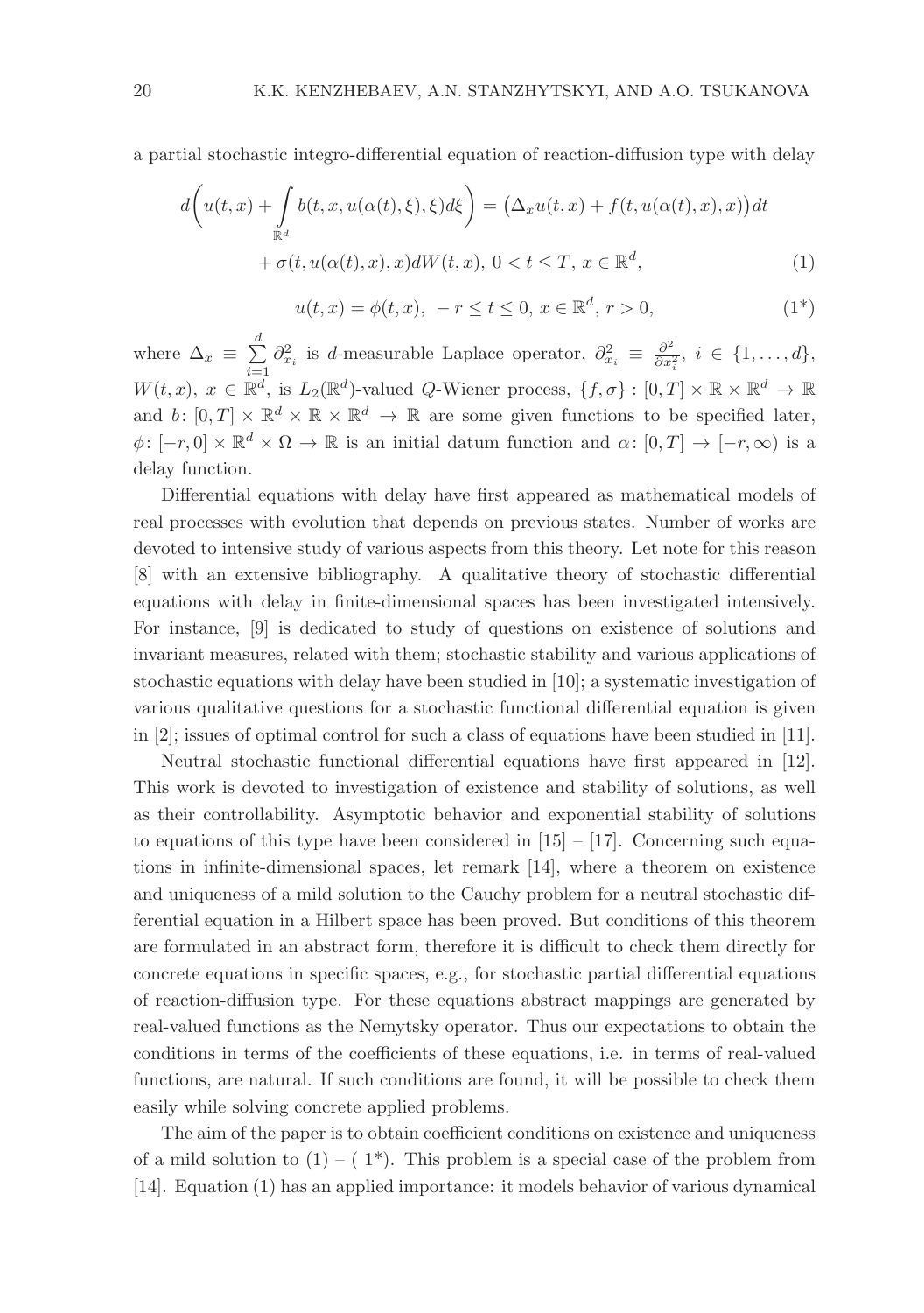a partial stochastic integro-differential equation of reaction-diffusion type with delay

$$
d\bigg(u(t,x) + \int\limits_{\mathbb{R}^d} b(t,x,u(\alpha(t),\xi),\xi)d\xi\bigg) = \big(\Delta_x u(t,x) + f(t,u(\alpha(t),x),x)\big)dt
$$

$$
+ \sigma(t,u(\alpha(t),x),x)dW(t,x),\ 0 < t \le T,\ x \in \mathbb{R}^d, \tag{1}
$$

$$
u(t,x) = \phi(t,x),\ -r \le t \le 0,\ x \in \mathbb{R}^d,\ r > 0, \tag{1*}
$$

where $\Delta_x \equiv \sum\limits_{i=1}^{d} \partial^2_{x_i}$ is $d$-measurable Laplace operator, $\partial^2_{x_i} \equiv \frac{\partial^2}{\partial x_i^2}$, $i \in \{1,\dots,d\}$, $W(t,x)$, $x \in \mathbb{R}^d$, is $L_2(\mathbb{R}^d)$-valued $Q$-Wiener process, $\{f,\sigma\} : [0,T] \times \mathbb{R} \times \mathbb{R}^d \to \mathbb{R}$ and $b \colon [0,T] \times \mathbb{R}^d \times \mathbb{R} \times \mathbb{R}^d \to \mathbb{R}$ are some given functions to be specified later, $\phi \colon [-r,0] \times \mathbb{R}^d \times \Omega \to \mathbb{R}$ is an initial datum function and $\alpha \colon [0,T] \to [-r,\infty)$ is a delay function.

Differential equations with delay have first appeared as mathematical models of real processes with evolution that depends on previous states. Number of works are devoted to intensive study of various aspects from this theory. Let note for this reason [8] with an extensive bibliography. A qualitative theory of stochastic differential equations with delay in finite-dimensional spaces has been investigated intensively. For instance, [9] is dedicated to study of questions on existence of solutions and invariant measures, related with them; stochastic stability and various applications of stochastic equations with delay have been studied in [10]; a systematic investigation of various qualitative questions for a stochastic functional differential equation is given in [2]; issues of optimal control for such a class of equations have been studied in [11].

Neutral stochastic functional differential equations have first appeared in [12]. This work is devoted to investigation of existence and stability of solutions, as well as their controllability. Asymptotic behavior and exponential stability of solutions to equations of this type have been considered in [15] – [17]. Concerning such equations in infinite-dimensional spaces, let remark [14], where a theorem on existence and uniqueness of a mild solution to the Cauchy problem for a neutral stochastic differential equation in a Hilbert space has been proved. But conditions of this theorem are formulated in an abstract form, therefore it is difficult to check them directly for concrete equations in specific spaces, e.g., for stochastic partial differential equations of reaction-diffusion type. For these equations abstract mappings are generated by real-valued functions as the Nemytsky operator. Thus our expectations to obtain the conditions in terms of the coefficients of these equations, i.e. in terms of real-valued functions, are natural. If such conditions are found, it will be possible to check them easily while solving concrete applied problems.

The aim of the paper is to obtain coefficient conditions on existence and uniqueness of a mild solution to (1) – ( 1*). This problem is a special case of the problem from [14]. Equation (1) has an applied importance: it models behavior of various dynamical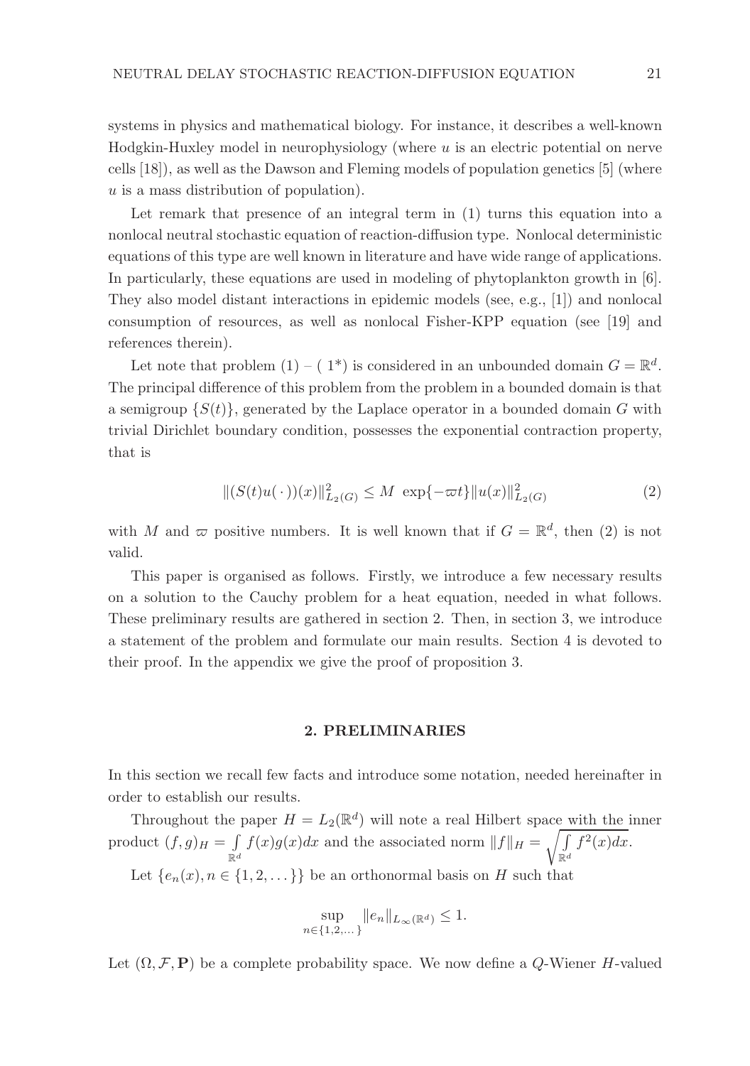systems in physics and mathematical biology. For instance, it describes a well-known Hodgkin-Huxley model in neurophysiology (where $u$ is an electric potential on nerve cells [18]), as well as the Dawson and Fleming models of population genetics [5] (where $u$ is a mass distribution of population).

Let remark that presence of an integral term in (1) turns this equation into a nonlocal neutral stochastic equation of reaction-diffusion type. Nonlocal deterministic equations of this type are well known in literature and have wide range of applications. In particularly, these equations are used in modeling of phytoplankton growth in [6]. They also model distant interactions in epidemic models (see, e.g., [1]) and nonlocal consumption of resources, as well as nonlocal Fisher-KPP equation (see [19] and references therein).

Let note that problem (1) – ( $1^*$) is considered in an unbounded domain $G = \mathbb{R}^d$. The principal difference of this problem from the problem in a bounded domain is that a semigroup $\{S(t)\}$, generated by the Laplace operator in a bounded domain $G$ with trivial Dirichlet boundary condition, possesses the exponential contraction property, that is

$$\|(S(t)u(\,\cdot\,))(x)\|^2_{L_2(G)} \le M \ \exp\{-\varpi t\}\|u(x)\|^2_{L_2(G)} \tag{2}$$

with $M$ and $\varpi$ positive numbers. It is well known that if $G = \mathbb{R}^d$, then (2) is not valid.

This paper is organised as follows. Firstly, we introduce a few necessary results on a solution to the Cauchy problem for a heat equation, needed in what follows. These preliminary results are gathered in section 2. Then, in section 3, we introduce a statement of the problem and formulate our main results. Section 4 is devoted to their proof. In the appendix we give the proof of proposition 3.

## 2. PRELIMINARIES

In this section we recall few facts and introduce some notation, needed hereinafter in order to establish our results.

Throughout the paper $H = L_2(\mathbb{R}^d)$ will note a real Hilbert space with the inner product $(f, g)_H = \int\limits_{\mathbb{R}^d} f(x)g(x)dx$ and the associated norm $\|f\|_H = \sqrt{\int\limits_{\mathbb{R}^d} f^2(x)dx}$.

Let $\{e_n(x), n \in \{1, 2, \dots\}\}$ be an orthonormal basis on $H$ such that

$$\sup_{n\in\{1,2,\dots\}} \|e_n\|_{L_\infty(\mathbb{R}^d)} \le 1.$$

Let $(\Omega, \mathcal{F}, \mathbf{P})$ be a complete probability space. We now define a $Q$-Wiener $H$-valued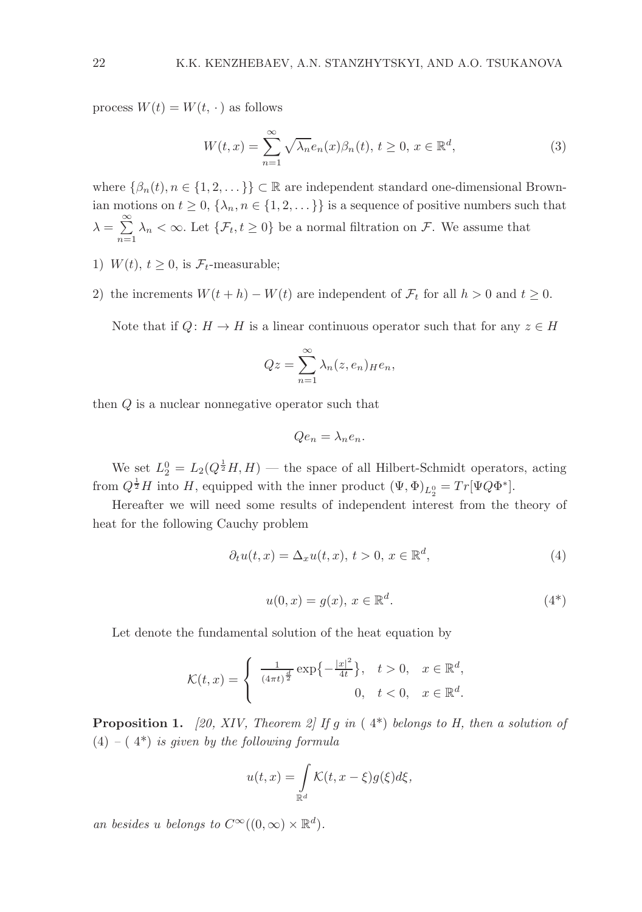process $W(t) = W(t, \cdot)$ as follows

$$W(t,x) = \sum_{n=1}^{\infty} \sqrt{\lambda_n} e_n(x) \beta_n(t),\ t \geq 0,\ x \in \mathbb{R}^d, \tag{3}$$

where $\{\beta_n(t), n \in \{1, 2, \dots\}\} \subset \mathbb{R}$ are independent standard one-dimensional Brownian motions on $t \geq 0$, $\{\lambda_n, n \in \{1, 2, \dots\}\}$ is a sequence of positive numbers such that $\lambda = \sum\limits_{n=1}^{\infty} \lambda_n < \infty$. Let $\{\mathcal{F}_t, t \geq 0\}$ be a normal filtration on $\mathcal{F}$. We assume that

1) $W(t)$, $t \geq 0$, is $\mathcal{F}_t$-measurable;

2) the increments $W(t+h) - W(t)$ are independent of $\mathcal{F}_t$ for all $h > 0$ and $t \geq 0$.

Note that if $Q \colon H \to H$ is a linear continuous operator such that for any $z \in H$

$$Qz = \sum_{n=1}^{\infty} \lambda_n (z, e_n)_H e_n,$$

then $Q$ is a nuclear nonnegative operator such that

$$Qe_n = \lambda_n e_n.$$

We set $L_2^0 = L_2(Q^{\frac{1}{2}} H, H)$ — the space of all Hilbert-Schmidt operators, acting from $Q^{\frac{1}{2}} H$ into $H$, equipped with the inner product $(\Psi, \Phi)_{L_2^0} = Tr[\Psi Q \Phi^*]$.

Hereafter we will need some results of independent interest from the theory of heat for the following Cauchy problem

$$\partial_t u(t,x) = \Delta_x u(t,x),\ t > 0,\ x \in \mathbb{R}^d, \tag{4}$$

$$u(0,x) = g(x),\ x \in \mathbb{R}^d. \tag{4*}$$

Let denote the fundamental solution of the heat equation by

$$\mathcal{K}(t,x) = \begin{cases} \frac{1}{(4\pi t)^{\frac{d}{2}}} \exp\left\{-\frac{|x|^2}{4t}\right\}, & t > 0, \quad x \in \mathbb{R}^d, \\ 0, & t < 0, \quad x \in \mathbb{R}^d. \end{cases}$$

**Proposition 1.** *[20, XIV, Theorem 2] If $g$ in ( 4\*) belongs to $H$, then a solution of (4) – ( 4\*) is given by the following formula*

$$u(t,x) = \int\limits_{\mathbb{R}^d} \mathcal{K}(t, x - \xi) g(\xi) d\xi,$$

*an besides $u$ belongs to $C^{\infty}((0,\infty) \times \mathbb{R}^d)$.*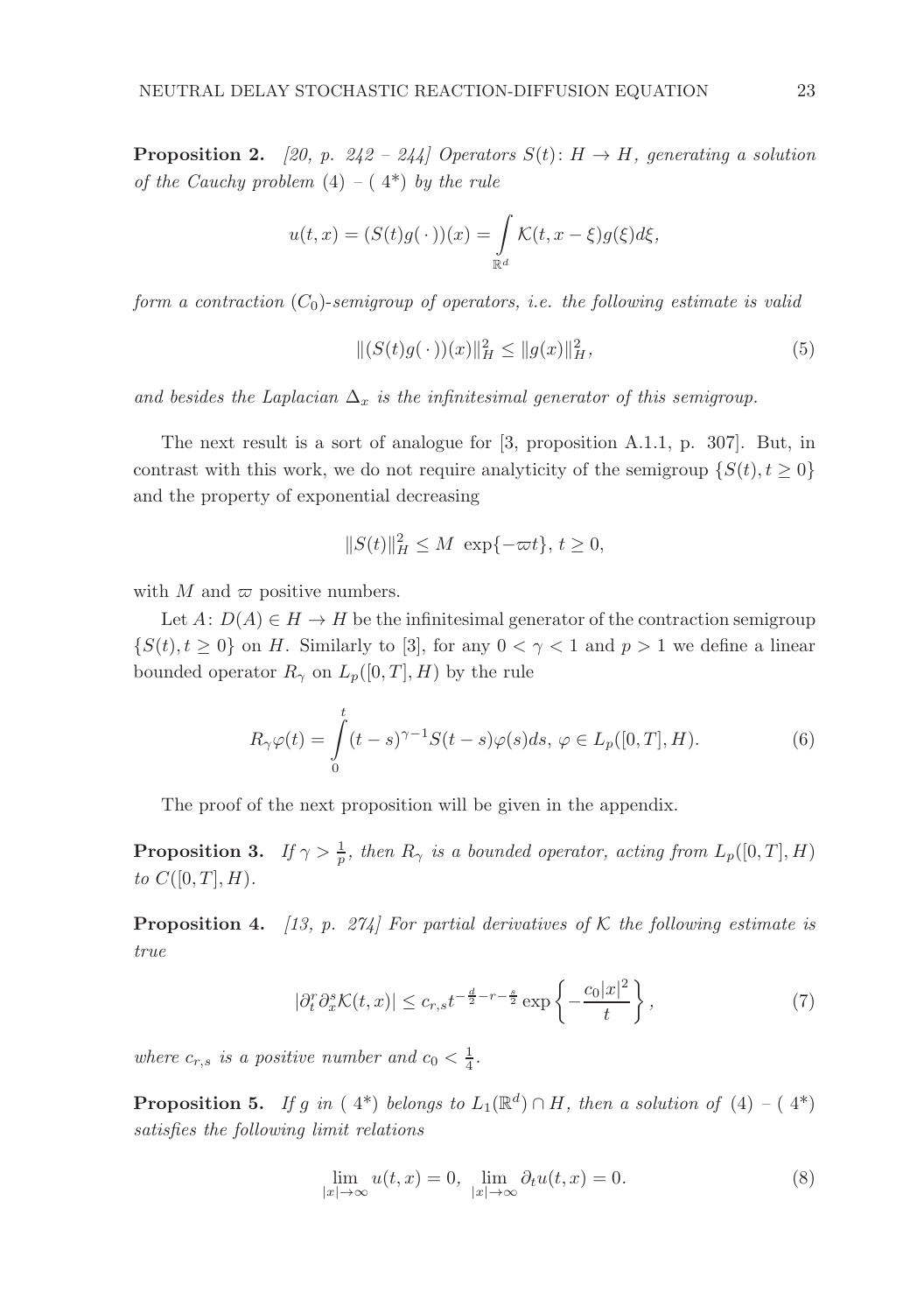**Proposition 2.** *[20, p. 242 – 244] Operators $S(t)\colon H \to H$, generating a solution of the Cauchy problem (4) – ( 4\*) by the rule*

$$u(t,x) = (S(t)g(\,\cdot\,))(x) = \int\limits_{\mathbb{R}^d} \mathcal{K}(t, x-\xi) g(\xi) d\xi,$$

*form a contraction $(C_0)$-semigroup of operators, i.e. the following estimate is valid*

$$\|(S(t)g(\,\cdot\,))(x)\|_H^2 \le \|g(x)\|_H^2, \tag{5}$$

*and besides the Laplacian $\Delta_x$ is the infinitesimal generator of this semigroup.*

The next result is a sort of analogue for [3, proposition A.1.1, p. 307]. But, in contrast with this work, we do not require analyticity of the semigroup $\{S(t), t \ge 0\}$ and the property of exponential decreasing

$$\|S(t)\|_H^2 \le M \ \exp\{-\varpi t\},\ t \ge 0,$$

with $M$ and $\varpi$ positive numbers.

Let $A\colon D(A) \in H \to H$ be the infinitesimal generator of the contraction semigroup $\{S(t), t \ge 0\}$ on $H$. Similarly to [3], for any $0 < \gamma < 1$ and $p > 1$ we define a linear bounded operator $R_\gamma$ on $L_p([0,T], H)$ by the rule

$$R_\gamma \varphi(t) = \int\limits_0^t (t-s)^{\gamma-1} S(t-s)\varphi(s) ds,\ \varphi \in L_p([0,T], H). \tag{6}$$

The proof of the next proposition will be given in the appendix.

**Proposition 3.** *If $\gamma > \frac{1}{p}$, then $R_\gamma$ is a bounded operator, acting from $L_p([0,T], H)$ to $C([0,T], H)$.*

**Proposition 4.** *[13, p. 274] For partial derivatives of $\mathcal{K}$ the following estimate is true*

$$|\partial_t^r \partial_x^s \mathcal{K}(t,x)| \le c_{r,s} t^{-\frac{d}{2} - r - \frac{s}{2}} \exp\left\{-\frac{c_0 |x|^2}{t}\right\}, \tag{7}$$

*where $c_{r,s}$ is a positive number and $c_0 < \frac{1}{4}$.*

**Proposition 5.** *If $g$ in ( 4\*) belongs to $L_1(\mathbb{R}^d) \cap H$, then a solution of (4) – ( 4\*) satisfies the following limit relations*

$$\lim_{|x| \to \infty} u(t,x) = 0,\ \lim_{|x| \to \infty} \partial_t u(t,x) = 0. \tag{8}$$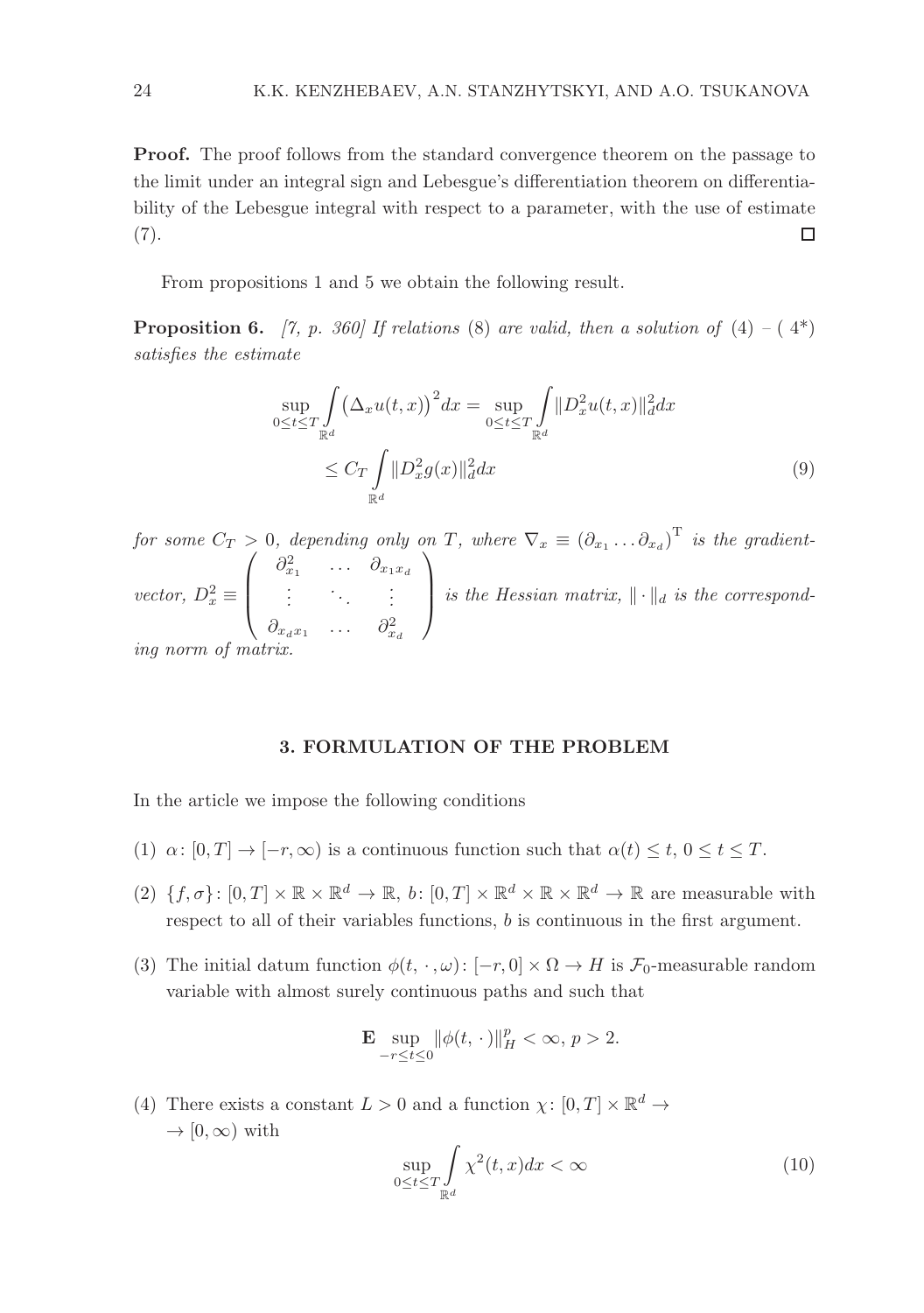**Proof.** The proof follows from the standard convergence theorem on the passage to the limit under an integral sign and Lebesgue's differentiation theorem on differentiability of the Lebesgue integral with respect to a parameter, with the use of estimate (7). □

From propositions 1 and 5 we obtain the following result.

**Proposition 6.** *[7, p. 360] If relations* (8) *are valid, then a solution of* (4) – ( 4*) *satisfies the estimate*

$$\sup_{0\le t\le T}\int_{\mathbb{R}^d}\big(\Delta_x u(t,x)\big)^2 dx = \sup_{0\le t\le T}\int_{\mathbb{R}^d}\|D_x^2 u(t,x)\|_d^2 dx \le C_T\int_{\mathbb{R}^d}\|D_x^2 g(x)\|_d^2 dx \tag{9}$$

*for some $C_T > 0$, depending only on $T$, where $\nabla_x \equiv (\partial_{x_1}\dots\partial_{x_d})^{\mathrm{T}}$ is the gradient-vector, $D_x^2 \equiv \begin{pmatrix} \partial_{x_1}^2 & \dots & \partial_{x_1x_d} \\ \vdots & \ddots & \vdots \\ \partial_{x_dx_1} & \dots & \partial_{x_d}^2 \end{pmatrix}$ is the Hessian matrix, $\|\cdot\|_d$ is the corresponding norm of matrix.*

## 3. FORMULATION OF THE PROBLEM

In the article we impose the following conditions

(1) $\alpha\colon [0,T]\to[-r,\infty)$ is a continuous function such that $\alpha(t)\le t$, $0\le t\le T$.

(2) $\{f,\sigma\}\colon [0,T]\times\mathbb{R}\times\mathbb{R}^d\to\mathbb{R}$, $b\colon [0,T]\times\mathbb{R}^d\times\mathbb{R}\times\mathbb{R}^d\to\mathbb{R}$ are measurable with respect to all of their variables functions, $b$ is continuous in the first argument.

(3) The initial datum function $\phi(t,\,\cdot\,,\omega)\colon [-r,0]\times\Omega\to H$ is $\mathcal{F}_0$-measurable random variable with almost surely continuous paths and such that

$$\mathbf{E}\sup_{-r\le t\le 0}\|\phi(t,\,\cdot\,)\|_H^p<\infty,\ p>2.$$

(4) There exists a constant $L>0$ and a function $\chi\colon [0,T]\times\mathbb{R}^d\to$ $\to[0,\infty)$ with

$$\sup_{0\le t\le T}\int_{\mathbb{R}^d}\chi^2(t,x)dx<\infty \tag{10}$$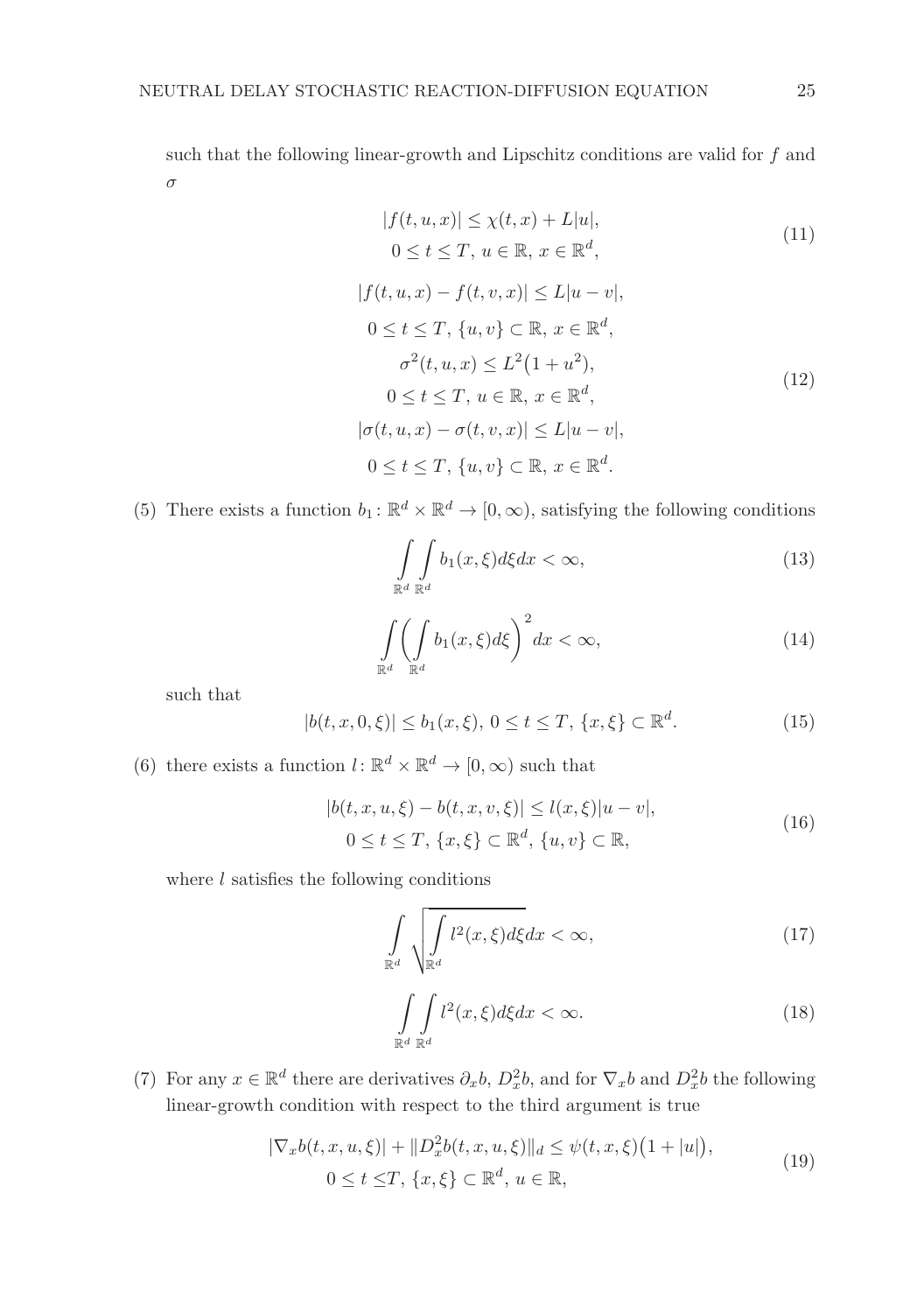such that the following linear-growth and Lipschitz conditions are valid for $f$ and $\sigma$

$$
\begin{gathered}
|f(t,u,x)| \le \chi(t,x) + L|u|, \\
0 \le t \le T,\ u \in \mathbb{R},\ x \in \mathbb{R}^d,
\end{gathered}
\tag{11}
$$

$$
\begin{gathered}
|f(t,u,x) - f(t,v,x)| \le L|u-v|, \\
0 \le t \le T,\ \{u,v\} \subset \mathbb{R},\ x \in \mathbb{R}^d, \\
\sigma^2(t,u,x) \le L^2\big(1+u^2\big), \\
0 \le t \le T,\ u \in \mathbb{R},\ x \in \mathbb{R}^d, \\
|\sigma(t,u,x) - \sigma(t,v,x)| \le L|u-v|, \\
0 \le t \le T,\ \{u,v\} \subset \mathbb{R},\ x \in \mathbb{R}^d.
\end{gathered}
\tag{12}
$$

(5) There exists a function $b_1 \colon \mathbb{R}^d \times \mathbb{R}^d \to [0,\infty)$, satisfying the following conditions

$$
\int\limits_{\mathbb{R}^d} \int\limits_{\mathbb{R}^d} b_1(x,\xi)\,d\xi\,dx < \infty, \tag{13}
$$

$$
\int\limits_{\mathbb{R}^d} \Bigg( \int\limits_{\mathbb{R}^d} b_1(x,\xi)\,d\xi \Bigg)^2 dx < \infty, \tag{14}
$$

such that

$$
|b(t,x,0,\xi)| \le b_1(x,\xi),\ 0 \le t \le T,\ \{x,\xi\} \subset \mathbb{R}^d. \tag{15}
$$

(6) there exists a function $l \colon \mathbb{R}^d \times \mathbb{R}^d \to [0,\infty)$ such that

$$
\begin{gathered}
|b(t,x,u,\xi) - b(t,x,v,\xi)| \le l(x,\xi)|u-v|, \\
0 \le t \le T,\ \{x,\xi\} \subset \mathbb{R}^d,\ \{u,v\} \subset \mathbb{R},
\end{gathered}
\tag{16}
$$

where $l$ satisfies the following conditions

$$
\int\limits_{\mathbb{R}^d} \sqrt{\int\limits_{\mathbb{R}^d} l^2(x,\xi)\,d\xi}\,dx < \infty, \tag{17}
$$

$$
\int\limits_{\mathbb{R}^d} \int\limits_{\mathbb{R}^d} l^2(x,\xi)\,d\xi\,dx < \infty. \tag{18}
$$

(7) For any $x \in \mathbb{R}^d$ there are derivatives $\partial_x b$, $D_x^2 b$, and for $\nabla_x b$ and $D_x^2 b$ the following linear-growth condition with respect to the third argument is true

$$
\begin{gathered}
|\nabla_x b(t,x,u,\xi)| + \|D_x^2 b(t,x,u,\xi)\|_d \le \psi(t,x,\xi)\big(1+|u|\big), \\
0 \le t \le T,\ \{x,\xi\} \subset \mathbb{R}^d,\ u \in \mathbb{R},
\end{gathered}
\tag{19}
$$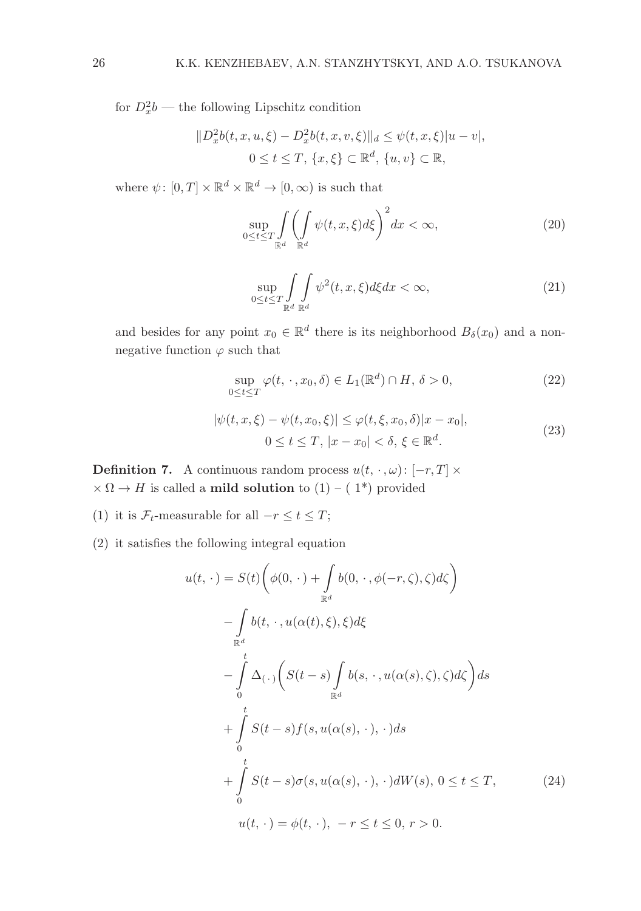for $D_x^2 b$ — the following Lipschitz condition

$$\|D_x^2 b(t,x,u,\xi) - D_x^2 b(t,x,v,\xi)\|_d \le \psi(t,x,\xi)|u-v|,$$
$$0 \le t \le T,\ \{x,\xi\} \subset \mathbb{R}^d,\ \{u,v\} \subset \mathbb{R},$$

where $\psi\colon [0,T] \times \mathbb{R}^d \times \mathbb{R}^d \to [0,\infty)$ is such that

$$\sup_{0 \le t \le T} \int_{\mathbb{R}^d} \left( \int_{\mathbb{R}^d} \psi(t,x,\xi) d\xi \right)^2 dx < \infty, \tag{20}$$

$$\sup_{0 \le t \le T} \int_{\mathbb{R}^d} \int_{\mathbb{R}^d} \psi^2(t,x,\xi) d\xi dx < \infty, \tag{21}$$

and besides for any point $x_0 \in \mathbb{R}^d$ there is its neighborhood $B_\delta(x_0)$ and a non-negative function $\varphi$ such that

$$\sup_{0 \le t \le T} \varphi(t, \cdot, x_0, \delta) \in L_1(\mathbb{R}^d) \cap H,\ \delta > 0, \tag{22}$$

$$\begin{gathered} |\psi(t,x,\xi) - \psi(t,x_0,\xi)| \le \varphi(t,\xi,x_0,\delta)|x-x_0|, \\ 0 \le t \le T,\ |x-x_0| < \delta,\ \xi \in \mathbb{R}^d. \end{gathered} \tag{23}$$

**Definition 7.** A continuous random process $u(t,\cdot,\omega)\colon [-r,T] \times \Omega \to H$ is called a **mild solution** to (1) – ( 1*) provided

(1) it is $\mathcal{F}_t$-measurable for all $-r \le t \le T$;

(2) it satisfies the following integral equation

$$\begin{aligned} u(t,\cdot) = {} & S(t)\left( \phi(0,\cdot) + \int_{\mathbb{R}^d} b(0,\cdot,\phi(-r,\zeta),\zeta) d\zeta \right) \\ & - \int_{\mathbb{R}^d} b(t,\cdot,u(\alpha(t),\xi),\xi) d\xi \\ & - \int_0^t \Delta_{(\cdot)} \left( S(t-s) \int_{\mathbb{R}^d} b(s,\cdot,u(\alpha(s),\zeta),\zeta) d\zeta \right) ds \\ & + \int_0^t S(t-s) f(s,u(\alpha(s),\cdot),\cdot) ds \\ & + \int_0^t S(t-s) \sigma(s,u(\alpha(s),\cdot),\cdot) dW(s),\ 0 \le t \le T, \end{aligned} \tag{24}$$

$$u(t,\cdot) = \phi(t,\cdot),\ -r \le t \le 0,\ r > 0.$$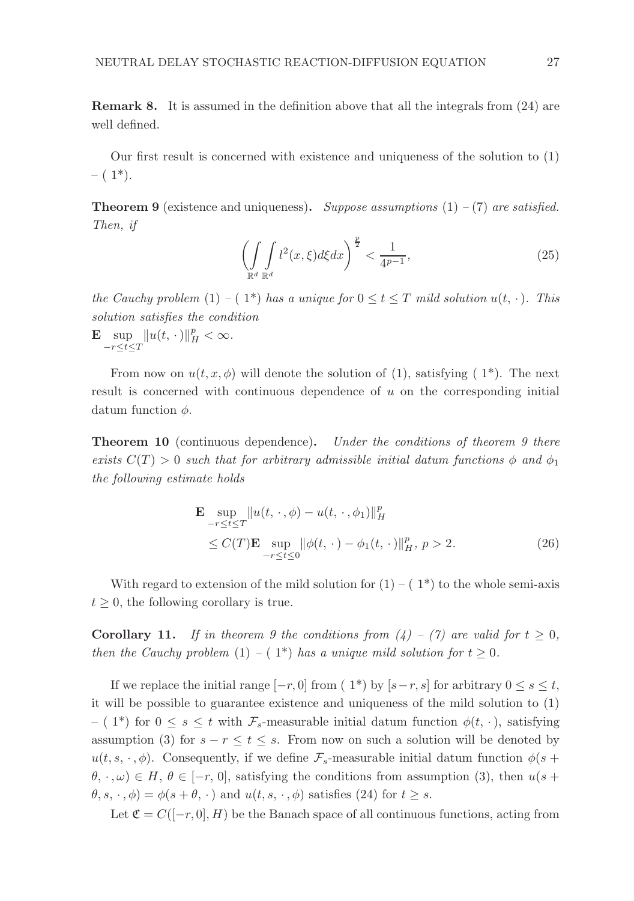**Remark 8.** It is assumed in the definition above that all the integrals from (24) are well defined.

Our first result is concerned with existence and uniqueness of the solution to (1) – ( 1*).

**Theorem 9** (existence and uniqueness)**.** *Suppose assumptions* (1) – (7) *are satisfied. Then, if*

$$\left( \int\limits_{\mathbb{R}^d} \int\limits_{\mathbb{R}^d} l^2(x,\xi) d\xi dx \right)^{\frac{p}{2}} < \frac{1}{4^{p-1}}, \tag{25}$$

*the Cauchy problem* (1) – ( 1*) *has a unique for* $0 \le t \le T$ *mild solution* $u(t,\cdot)$*. This solution satisfies the condition*
$\mathbf{E} \sup\limits_{-r \le t \le T} \|u(t,\cdot)\|_H^p < \infty$.

From now on $u(t,x,\phi)$ will denote the solution of (1), satisfying ( 1*). The next result is concerned with continuous dependence of $u$ on the corresponding initial datum function $\phi$.

**Theorem 10** (continuous dependence)**.** *Under the conditions of theorem 9 there exists* $C(T) > 0$ *such that for arbitrary admissible initial datum functions* $\phi$ *and* $\phi_1$ *the following estimate holds*

$$\begin{aligned} &\mathbf{E} \sup_{-r \le t \le T} \|u(t,\cdot,\phi) - u(t,\cdot,\phi_1)\|_H^p \\ &\quad \le C(T) \mathbf{E} \sup_{-r \le t \le 0} \|\phi(t,\cdot) - \phi_1(t,\cdot)\|_H^p, \; p > 2. \end{aligned} \tag{26}$$

With regard to extension of the mild solution for (1) – ( 1*) to the whole semi-axis $t \ge 0$, the following corollary is true.

**Corollary 11.** *If in theorem 9 the conditions from (4) – (7) are valid for* $t \ge 0$*, then the Cauchy problem* (1) – ( 1*) *has a unique mild solution for* $t \ge 0$.

If we replace the initial range $[-r,0]$ from ( 1*) by $[s-r,s]$ for arbitrary $0 \le s \le t$, it will be possible to guarantee existence and uniqueness of the mild solution to (1) – ( 1*) for $0 \le s \le t$ with $\mathcal{F}_s$-measurable initial datum function $\phi(t,\cdot)$, satisfying assumption (3) for $s - r \le t \le s$. From now on such a solution will be denoted by $u(t,s,\cdot,\phi)$. Consequently, if we define $\mathcal{F}_s$-measurable initial datum function $\phi(s+\theta,\cdot,\omega) \in H$, $\theta \in [-r,0]$, satisfying the conditions from assumption (3), then $u(s+\theta,s,\cdot,\phi) = \phi(s+\theta,\cdot)$ and $u(t,s,\cdot,\phi)$ satisfies (24) for $t \ge s$.

Let $\mathfrak{C} = C([-r,0],H)$ be the Banach space of all continuous functions, acting from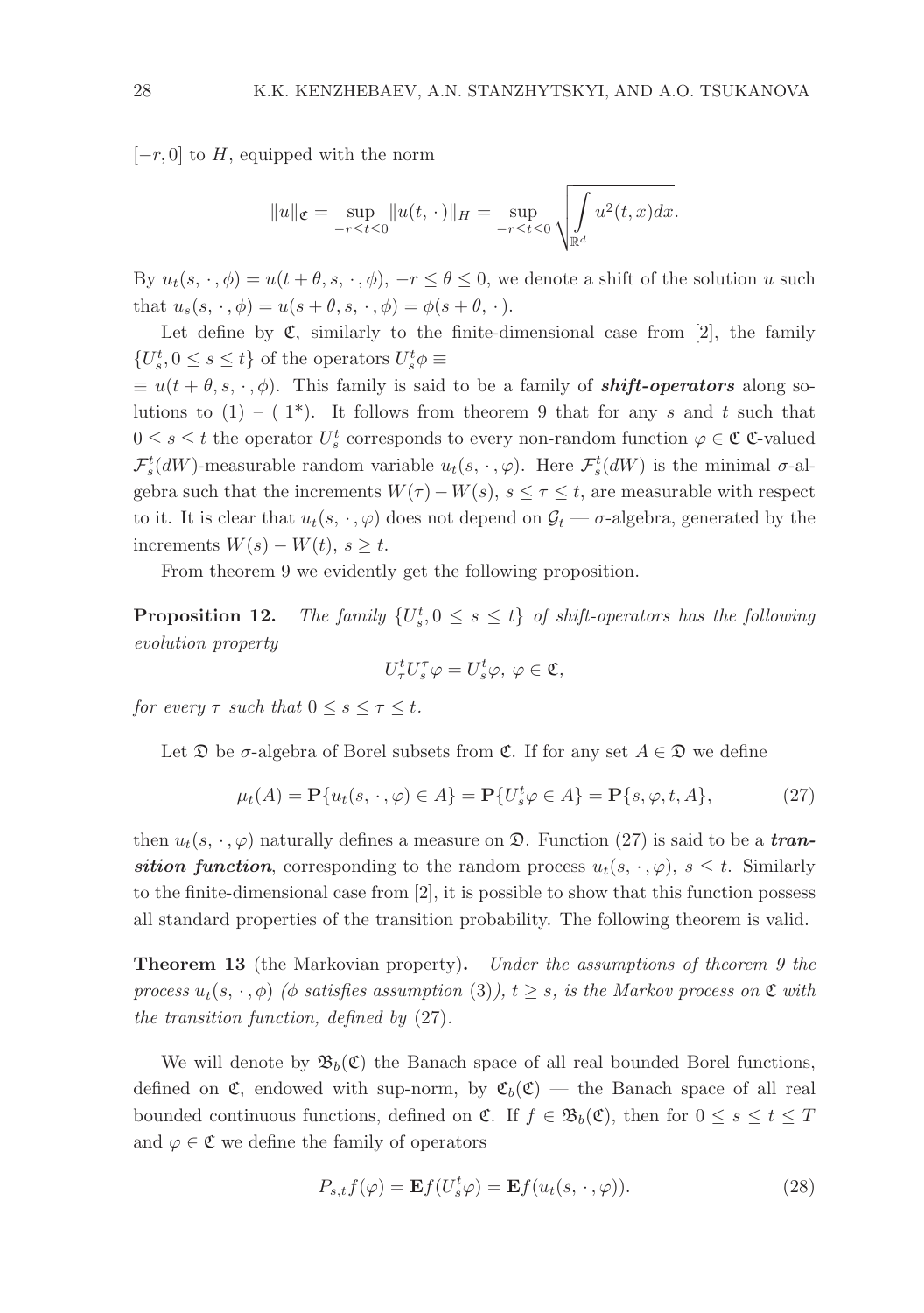$[-r, 0]$ to $H$, equipped with the norm

$$\|u\|_{\mathfrak{C}} = \sup_{-r \le t \le 0} \|u(t, \cdot)\|_H = \sup_{-r \le t \le 0} \sqrt{\int\limits_{\mathbb{R}^d} u^2(t, x) dx}.$$

By $u_t(s, \cdot, \phi) = u(t + \theta, s, \cdot, \phi)$, $-r \le \theta \le 0$, we denote a shift of the solution $u$ such that $u_s(s, \cdot, \phi) = u(s + \theta, s, \cdot, \phi) = \phi(s + \theta, \cdot)$.

Let define by $\mathfrak{C}$, similarly to the finite-dimensional case from [2], the family $\{U_s^t, 0 \le s \le t\}$ of the operators $U_s^t \phi \equiv$
$\equiv u(t + \theta, s, \cdot, \phi)$. This family is said to be a family of ***shift-operators*** along solutions to (1) – ( 1*). It follows from theorem 9 that for any $s$ and $t$ such that $0 \le s \le t$ the operator $U_s^t$ corresponds to every non-random function $\varphi \in \mathfrak{C}$ $\mathfrak{C}$-valued $\mathcal{F}_s^t(dW)$-measurable random variable $u_t(s, \cdot, \varphi)$. Here $\mathcal{F}_s^t(dW)$ is the minimal $\sigma$-algebra such that the increments $W(\tau) - W(s)$, $s \le \tau \le t$, are measurable with respect to it. It is clear that $u_t(s, \cdot, \varphi)$ does not depend on $\mathcal{G}_t$ — $\sigma$-algebra, generated by the increments $W(s) - W(t)$, $s \ge t$.

From theorem 9 we evidently get the following proposition.

**Proposition 12.** *The family $\{U_s^t, 0 \le s \le t\}$ of shift-operators has the following evolution property*

$$U_\tau^t U_s^\tau \varphi = U_s^t \varphi, \ \varphi \in \mathfrak{C},$$

*for every $\tau$ such that $0 \le s \le \tau \le t$.*

Let $\mathfrak{D}$ be $\sigma$-algebra of Borel subsets from $\mathfrak{C}$. If for any set $A \in \mathfrak{D}$ we define

$$\mu_t(A) = \mathbf{P}\{u_t(s, \cdot, \varphi) \in A\} = \mathbf{P}\{U_s^t \varphi \in A\} = \mathbf{P}\{s, \varphi, t, A\}, \tag{27}$$

then $u_t(s, \cdot, \varphi)$ naturally defines a measure on $\mathfrak{D}$. Function (27) is said to be a ***transition function***, corresponding to the random process $u_t(s, \cdot, \varphi)$, $s \le t$. Similarly to the finite-dimensional case from [2], it is possible to show that this function possess all standard properties of the transition probability. The following theorem is valid.

**Theorem 13** (the Markovian property)**.** *Under the assumptions of theorem 9 the process $u_t(s, \cdot, \phi)$ ($\phi$ satisfies assumption (3)), $t \ge s$, is the Markov process on $\mathfrak{C}$ with the transition function, defined by (27).*

We will denote by $\mathfrak{B}_b(\mathfrak{C})$ the Banach space of all real bounded Borel functions, defined on $\mathfrak{C}$, endowed with sup-norm, by $\mathfrak{C}_b(\mathfrak{C})$ — the Banach space of all real bounded continuous functions, defined on $\mathfrak{C}$. If $f \in \mathfrak{B}_b(\mathfrak{C})$, then for $0 \le s \le t \le T$ and $\varphi \in \mathfrak{C}$ we define the family of operators

$$P_{s,t} f(\varphi) = \mathbf{E} f(U_s^t \varphi) = \mathbf{E} f(u_t(s, \cdot, \varphi)). \tag{28}$$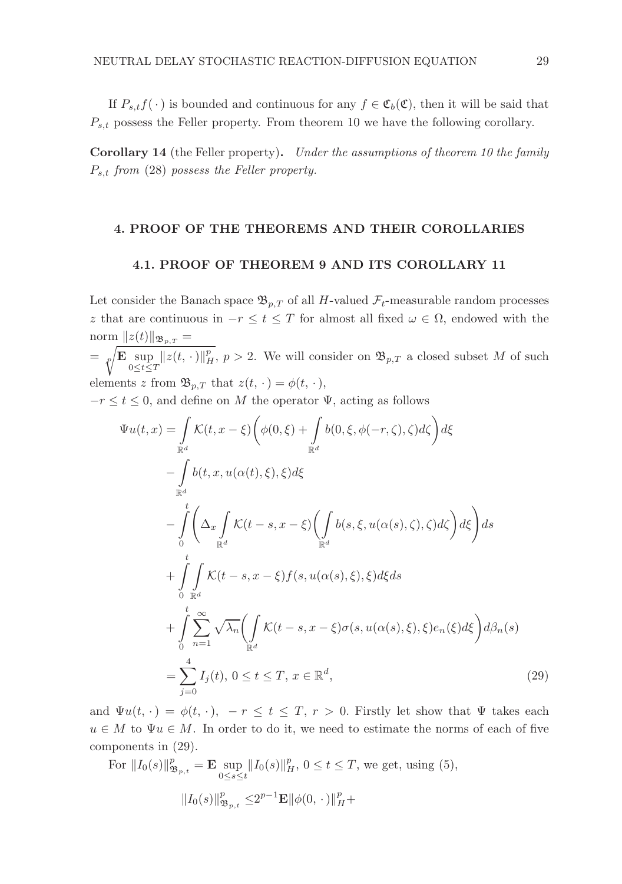If $P_{s,t}f(\,\cdot\,)$ is bounded and continuous for any $f \in \mathfrak{C}_b(\mathfrak{C})$, then it will be said that $P_{s,t}$ possess the Feller property. From theorem 10 we have the following corollary.

**Corollary 14** (the Feller property)**.** *Under the assumptions of theorem 10 the family $P_{s,t}$ from* (28) *possess the Feller property.*

## 4. PROOF OF THE THEOREMS AND THEIR COROLLARIES

### 4.1. PROOF OF THEOREM 9 AND ITS COROLLARY 11

Let consider the Banach space $\mathfrak{B}_{p,T}$ of all $H$-valued $\mathcal{F}_t$-measurable random processes $z$ that are continuous in $-r \le t \le T$ for almost all fixed $\omega \in \Omega$, endowed with the norm $\|z(t)\|_{\mathfrak{B}_{p,T}} =$
$= \sqrt[p]{\mathbf{E} \sup\limits_{0\le t\le T} \|z(t,\,\cdot\,)\|_H^p}$, $p > 2$. We will consider on $\mathfrak{B}_{p,T}$ a closed subset $M$ of such elements $z$ from $\mathfrak{B}_{p,T}$ that $z(t,\,\cdot\,) = \phi(t,\,\cdot\,)$,
$-r \le t \le 0$, and define on $M$ the operator $\Psi$, acting as follows

$$
\begin{aligned}
\Psi u(t,x) &= \int\limits_{\mathbb{R}^d} \mathcal{K}(t, x-\xi)\bigg(\phi(0,\xi) + \int\limits_{\mathbb{R}^d} b(0,\xi,\phi(-r,\zeta),\zeta)d\zeta\bigg)d\xi \\
&\quad - \int\limits_{\mathbb{R}^d} b(t,x,u(\alpha(t),\xi),\xi)d\xi \\
&\quad - \int\limits_0^t \bigg(\Delta_x \int\limits_{\mathbb{R}^d} \mathcal{K}(t-s,x-\xi)\bigg(\int\limits_{\mathbb{R}^d} b(s,\xi,u(\alpha(s),\zeta),\zeta)d\zeta\bigg)d\xi\bigg)ds \\
&\quad + \int\limits_0^t \int\limits_{\mathbb{R}^d} \mathcal{K}(t-s,x-\xi)f(s,u(\alpha(s),\xi),\xi)d\xi ds \\
&\quad + \int\limits_0^t \sum_{n=1}^{\infty} \sqrt{\lambda_n}\bigg(\int\limits_{\mathbb{R}^d} \mathcal{K}(t-s,x-\xi)\sigma(s,u(\alpha(s),\xi),\xi)e_n(\xi)d\xi\bigg)d\beta_n(s) \\
&= \sum_{j=0}^{4} I_j(t),\ 0 \le t \le T,\ x \in \mathbb{R}^d,
\end{aligned}
\tag{29}
$$

and $\Psi u(t,\,\cdot\,) = \phi(t,\,\cdot\,)$, $-r \le t \le T$, $r > 0$. Firstly let show that $\Psi$ takes each $u \in M$ to $\Psi u \in M$. In order to do it, we need to estimate the norms of each of five components in (29).

For $\|I_0(s)\|^p_{\mathfrak{B}_{p,t}} = \mathbf{E} \sup\limits_{0\le s\le t} \|I_0(s)\|^p_H$, $0 \le t \le T$, we get, using (5),

$$
\|I_0(s)\|^p_{\mathfrak{B}_{p,t}} \le 2^{p-1}\mathbf{E}\|\phi(0,\,\cdot\,)\|^p_H +
$$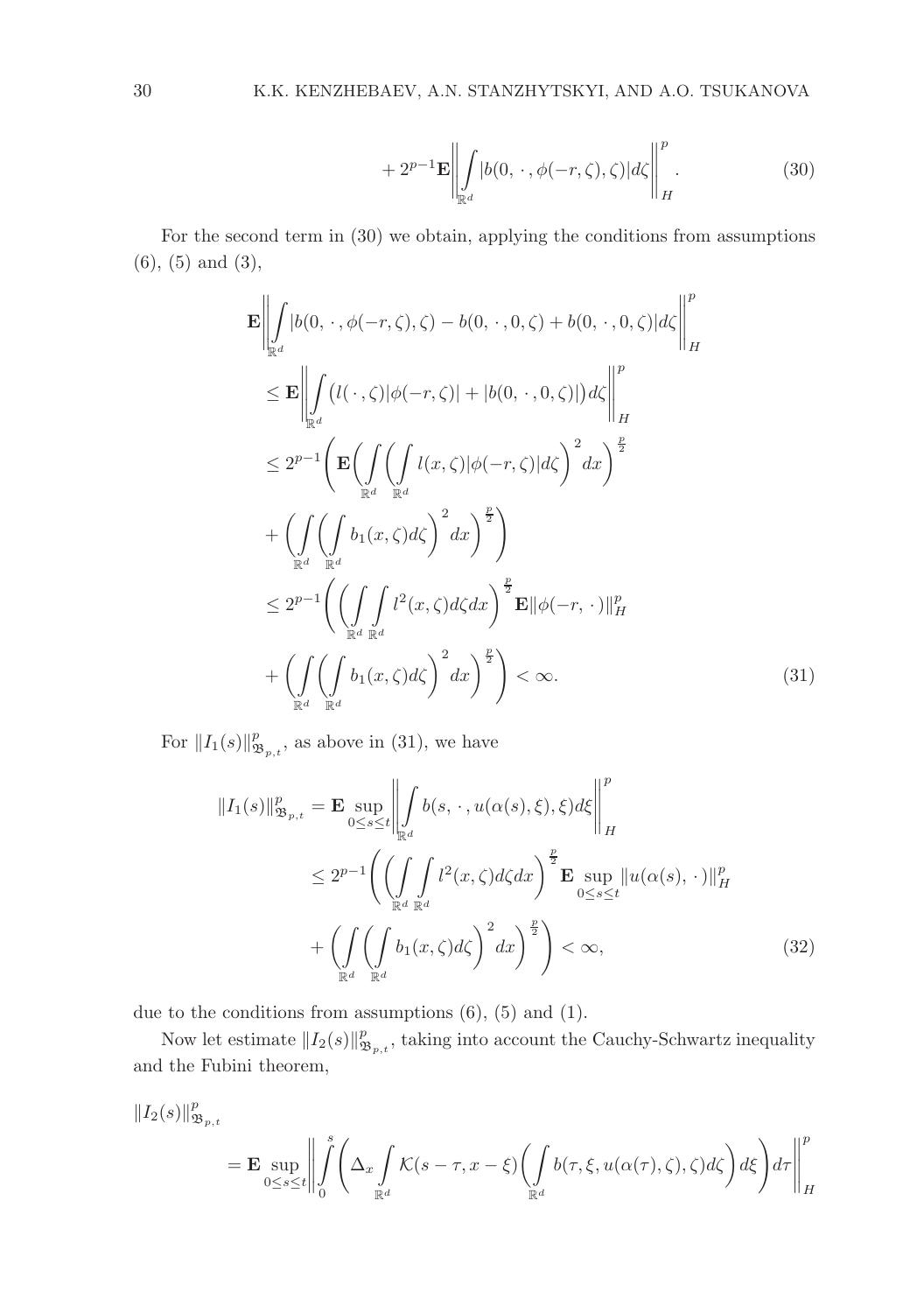$$
+ 2^{p-1} \mathbf{E} \left\| \int_{\mathbb{R}^d} |b(0, \cdot, \phi(-r, \zeta), \zeta)| d\zeta \right\|_H^p . \tag{30}
$$

For the second term in (30) we obtain, applying the conditions from assumptions (6), (5) and (3),

$$
\begin{aligned}
&\mathbf{E} \left\| \int_{\mathbb{R}^d} |b(0, \cdot, \phi(-r, \zeta), \zeta) - b(0, \cdot, 0, \zeta) + b(0, \cdot, 0, \zeta)| d\zeta \right\|_H^p \\
&\leq \mathbf{E} \left\| \int_{\mathbb{R}^d} \big( l(\cdot, \zeta) |\phi(-r, \zeta)| + |b(0, \cdot, 0, \zeta)| \big) d\zeta \right\|_H^p \\
&\leq 2^{p-1} \left( \mathbf{E} \left( \int_{\mathbb{R}^d} \left( \int_{\mathbb{R}^d} l(x, \zeta) |\phi(-r, \zeta)| d\zeta \right)^2 dx \right)^{\frac{p}{2}} \right. \\
&\quad \left. + \left( \int_{\mathbb{R}^d} \left( \int_{\mathbb{R}^d} b_1(x, \zeta) d\zeta \right)^2 dx \right)^{\frac{p}{2}} \right) \\
&\leq 2^{p-1} \left( \left( \int_{\mathbb{R}^d} \int_{\mathbb{R}^d} l^2(x, \zeta) d\zeta dx \right)^{\frac{p}{2}} \mathbf{E} \|\phi(-r, \cdot)\|_H^p \right. \\
&\quad \left. + \left( \int_{\mathbb{R}^d} \left( \int_{\mathbb{R}^d} b_1(x, \zeta) d\zeta \right)^2 dx \right)^{\frac{p}{2}} \right) < \infty.
\end{aligned} \tag{31}
$$

For $\|I_1(s)\|_{\mathfrak{B}_{p,t}}^p$, as above in (31), we have

$$
\begin{aligned}
\|I_1(s)\|_{\mathfrak{B}_{p,t}}^p &= \mathbf{E} \sup_{0 \leq s \leq t} \left\| \int_{\mathbb{R}^d} b(s, \cdot, u(\alpha(s), \xi), \xi) d\xi \right\|_H^p \\
&\leq 2^{p-1} \left( \left( \int_{\mathbb{R}^d} \int_{\mathbb{R}^d} l^2(x, \zeta) d\zeta dx \right)^{\frac{p}{2}} \mathbf{E} \sup_{0 \leq s \leq t} \|u(\alpha(s), \cdot)\|_H^p \right. \\
&\quad \left. + \left( \int_{\mathbb{R}^d} \left( \int_{\mathbb{R}^d} b_1(x, \zeta) d\zeta \right)^2 dx \right)^{\frac{p}{2}} \right) < \infty,
\end{aligned} \tag{32}
$$

due to the conditions from assumptions (6), (5) and (1).

Now let estimate $\|I_2(s)\|_{\mathfrak{B}_{p,t}}^p$, taking into account the Cauchy-Schwartz inequality and the Fubini theorem,

$$
\|I_2(s)\|_{\mathfrak{B}_{p,t}}^p
$$

$$
= \mathbf{E} \sup_{0 \leq s \leq t} \left\| \int_0^s \left( \Delta_x \int_{\mathbb{R}^d} \mathcal{K}(s - \tau, x - \xi) \left( \int_{\mathbb{R}^d} b(\tau, \xi, u(\alpha(\tau), \zeta), \zeta) d\zeta \right) d\xi \right) d\tau \right\|_H^p
$$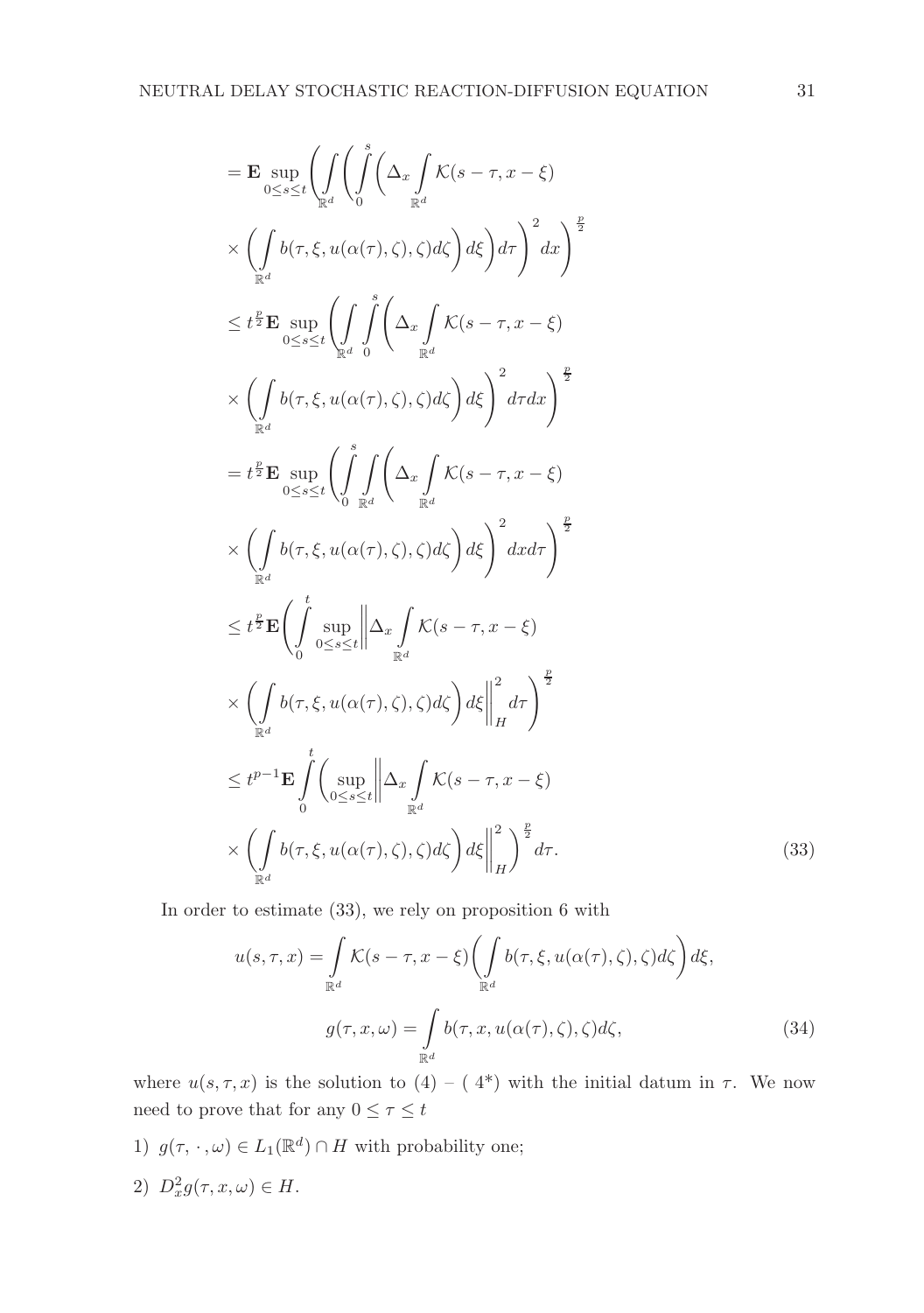$$
= \mathbf{E} \sup_{0 \le s \le t} \left( \int_{\mathbb{R}^d} \left( \int_0^s \left( \Delta_x \int_{\mathbb{R}^d} \mathcal{K}(s-\tau, x-\xi) \right. \right. \right.
$$

$$
\left. \left. \left. \times \left( \int_{\mathbb{R}^d} b(\tau, \xi, u(\alpha(\tau), \zeta), \zeta) d\zeta \right) d\xi \right) d\tau \right)^2 dx \right)^{\frac{p}{2}}
$$

$$
\le t^{\frac{p}{2}} \mathbf{E} \sup_{0 \le s \le t} \left( \int_{\mathbb{R}^d} \int_0^s \left( \Delta_x \int_{\mathbb{R}^d} \mathcal{K}(s-\tau, x-\xi) \right. \right.
$$

$$
\left. \left. \times \left( \int_{\mathbb{R}^d} b(\tau, \xi, u(\alpha(\tau), \zeta), \zeta) d\zeta \right) d\xi \right)^2 d\tau dx \right)^{\frac{p}{2}}
$$

$$
= t^{\frac{p}{2}} \mathbf{E} \sup_{0 \le s \le t} \left( \int_0^s \int_{\mathbb{R}^d} \left( \Delta_x \int_{\mathbb{R}^d} \mathcal{K}(s-\tau, x-\xi) \right. \right.
$$

$$
\left. \left. \times \left( \int_{\mathbb{R}^d} b(\tau, \xi, u(\alpha(\tau), \zeta), \zeta) d\zeta \right) d\xi \right)^2 dx d\tau \right)^{\frac{p}{2}}
$$

$$
\le t^{\frac{p}{2}} \mathbf{E} \left( \int_0^t \sup_{0 \le s \le t} \left\| \Delta_x \int_{\mathbb{R}^d} \mathcal{K}(s-\tau, x-\xi) \right. \right.
$$

$$
\left. \left. \times \left( \int_{\mathbb{R}^d} b(\tau, \xi, u(\alpha(\tau), \zeta), \zeta) d\zeta \right) d\xi \right\|_H^2 d\tau \right)^{\frac{p}{2}}
$$

$$
\le t^{p-1} \mathbf{E} \int_0^t \left( \sup_{0 \le s \le t} \left\| \Delta_x \int_{\mathbb{R}^d} \mathcal{K}(s-\tau, x-\xi) \right. \right.
$$

$$
\left. \left. \times \left( \int_{\mathbb{R}^d} b(\tau, \xi, u(\alpha(\tau), \zeta), \zeta) d\zeta \right) d\xi \right\|_H^2 \right)^{\frac{p}{2}} d\tau. \tag{33}
$$

In order to estimate (33), we rely on proposition 6 with

$$
u(s, \tau, x) = \int_{\mathbb{R}^d} \mathcal{K}(s-\tau, x-\xi) \left( \int_{\mathbb{R}^d} b(\tau, \xi, u(\alpha(\tau), \zeta), \zeta) d\zeta \right) d\xi,
$$

$$
g(\tau, x, \omega) = \int_{\mathbb{R}^d} b(\tau, x, u(\alpha(\tau), \zeta), \zeta) d\zeta, \tag{34}
$$

where $u(s, \tau, x)$ is the solution to (4) – ( 4*) with the initial datum in $\tau$. We now need to prove that for any $0 \le \tau \le t$

1) $g(\tau, \cdot, \omega) \in L_1(\mathbb{R}^d) \cap H$ with probability one;

2) $D_x^2 g(\tau, x, \omega) \in H$.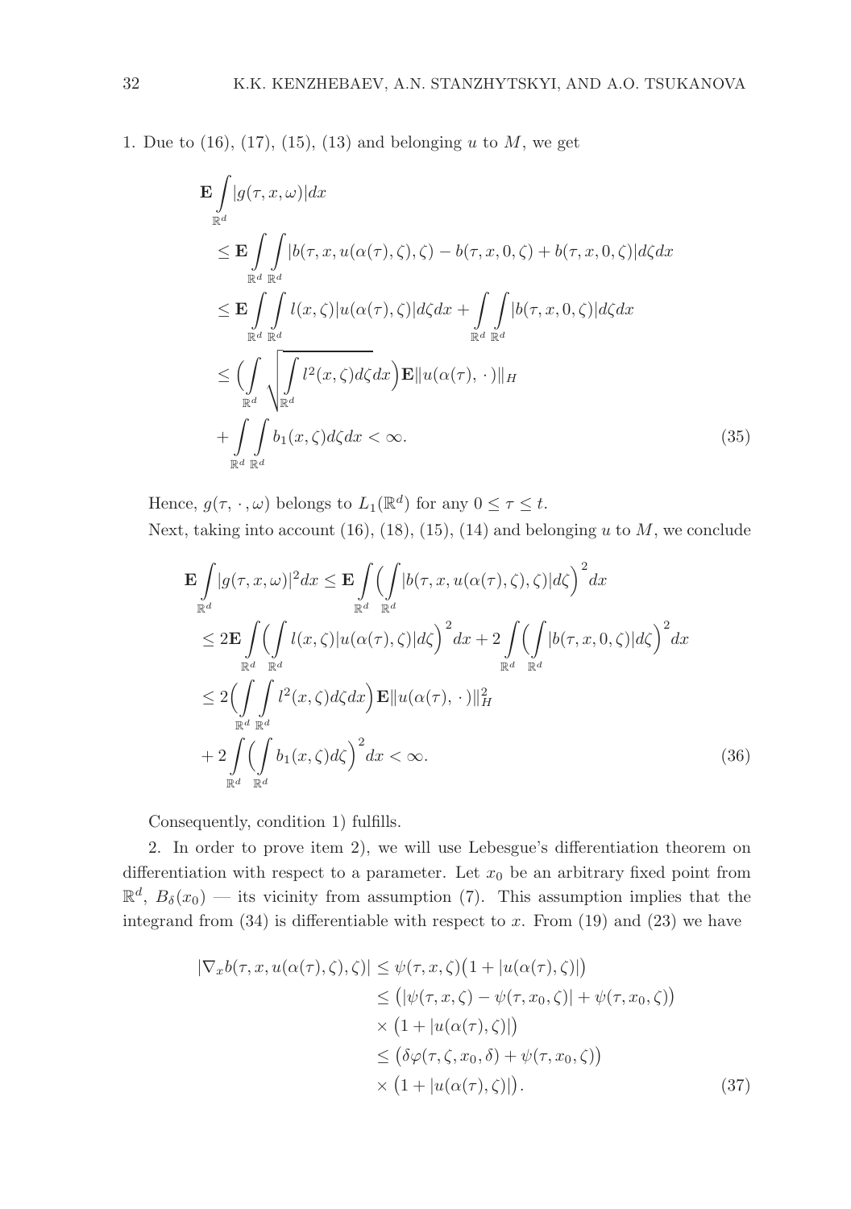1. Due to (16), (17), (15), (13) and belonging $u$ to $M$, we get

$$
\begin{aligned}
&\mathbf{E}\int_{\mathbb{R}^d}|g(\tau,x,\omega)|dx \\
&\le \mathbf{E}\int_{\mathbb{R}^d}\int_{\mathbb{R}^d}|b(\tau,x,u(\alpha(\tau),\zeta),\zeta)-b(\tau,x,0,\zeta)+b(\tau,x,0,\zeta)|d\zeta dx \\
&\le \mathbf{E}\int_{\mathbb{R}^d}\int_{\mathbb{R}^d} l(x,\zeta)|u(\alpha(\tau),\zeta)|d\zeta dx+\int_{\mathbb{R}^d}\int_{\mathbb{R}^d}|b(\tau,x,0,\zeta)|d\zeta dx \\
&\le \Big(\int_{\mathbb{R}^d}\sqrt{\int_{\mathbb{R}^d} l^2(x,\zeta)d\zeta}\,dx\Big)\mathbf{E}\|u(\alpha(\tau),\,\cdot\,)\|_H \\
&+\int_{\mathbb{R}^d}\int_{\mathbb{R}^d} b_1(x,\zeta)d\zeta dx<\infty. 
\end{aligned}
\tag{35}
$$

Hence, $g(\tau,\,\cdot\,,\omega)$ belongs to $L_1(\mathbb{R}^d)$ for any $0\le\tau\le t$.

Next, taking into account (16), (18), (15), (14) and belonging $u$ to $M$, we conclude

$$
\begin{aligned}
&\mathbf{E}\int_{\mathbb{R}^d}|g(\tau,x,\omega)|^2dx\le \mathbf{E}\int_{\mathbb{R}^d}\Big(\int_{\mathbb{R}^d}|b(\tau,x,u(\alpha(\tau),\zeta),\zeta)|d\zeta\Big)^2dx \\
&\le 2\mathbf{E}\int_{\mathbb{R}^d}\Big(\int_{\mathbb{R}^d} l(x,\zeta)|u(\alpha(\tau),\zeta)|d\zeta\Big)^2dx+2\int_{\mathbb{R}^d}\Big(\int_{\mathbb{R}^d}|b(\tau,x,0,\zeta)|d\zeta\Big)^2dx \\
&\le 2\Big(\int_{\mathbb{R}^d}\int_{\mathbb{R}^d} l^2(x,\zeta)d\zeta dx\Big)\mathbf{E}\|u(\alpha(\tau),\,\cdot\,)\|_H^2 \\
&+2\int_{\mathbb{R}^d}\Big(\int_{\mathbb{R}^d} b_1(x,\zeta)d\zeta\Big)^2dx<\infty.
\end{aligned}
\tag{36}
$$

Consequently, condition 1) fulfills.

2. In order to prove item 2), we will use Lebesgue's differentiation theorem on differentiation with respect to a parameter. Let $x_0$ be an arbitrary fixed point from $\mathbb{R}^d$, $B_\delta(x_0)$ — its vicinity from assumption (7). This assumption implies that the integrand from (34) is differentiable with respect to $x$. From (19) and (23) we have

$$
\begin{aligned}
|\nabla_x b(\tau,x,u(\alpha(\tau),\zeta),\zeta)| &\le \psi(\tau,x,\zeta)\big(1+|u(\alpha(\tau),\zeta)|\big) \\
&\le \big(|\psi(\tau,x,\zeta)-\psi(\tau,x_0,\zeta)|+\psi(\tau,x_0,\zeta)\big) \\
&\quad\times\big(1+|u(\alpha(\tau),\zeta)|\big) \\
&\le \big(\delta\varphi(\tau,\zeta,x_0,\delta)+\psi(\tau,x_0,\zeta)\big) \\
&\quad\times\big(1+|u(\alpha(\tau),\zeta)|\big).
\end{aligned}
\tag{37}
$$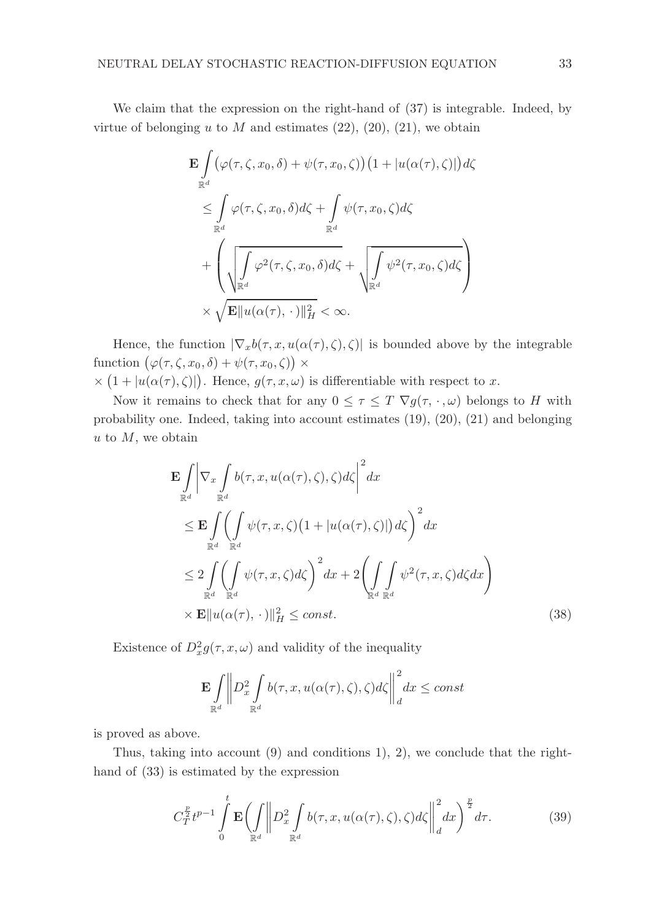We claim that the expression on the right-hand of (37) is integrable. Indeed, by virtue of belonging $u$ to $M$ and estimates (22), (20), (21), we obtain

$$
\begin{aligned}
&\mathbf{E}\int\limits_{\mathbb{R}^d}\big(\varphi(\tau,\zeta,x_0,\delta)+\psi(\tau,x_0,\zeta)\big)\big(1+|u(\alpha(\tau),\zeta)|\big)d\zeta\\
&\quad\le \int\limits_{\mathbb{R}^d}\varphi(\tau,\zeta,x_0,\delta)d\zeta+\int\limits_{\mathbb{R}^d}\psi(\tau,x_0,\zeta)d\zeta\\
&\quad+\left(\sqrt{\int\limits_{\mathbb{R}^d}\varphi^2(\tau,\zeta,x_0,\delta)d\zeta}+\sqrt{\int\limits_{\mathbb{R}^d}\psi^2(\tau,x_0,\zeta)d\zeta}\right)\\
&\quad\times\sqrt{\mathbf{E}\|u(\alpha(\tau),\,\cdot\,)\|_H^2}<\infty.
\end{aligned}
$$

Hence, the function $|\nabla_x b(\tau,x,u(\alpha(\tau),\zeta),\zeta)|$ is bounded above by the integrable function $\big(\varphi(\tau,\zeta,x_0,\delta)+\psi(\tau,x_0,\zeta)\big)\times$
$\times\big(1+|u(\alpha(\tau),\zeta)|\big)$. Hence, $g(\tau,x,\omega)$ is differentiable with respect to $x$.

Now it remains to check that for any $0\le\tau\le T$ $\nabla g(\tau,\,\cdot\,,\omega)$ belongs to $H$ with probability one. Indeed, taking into account estimates (19), (20), (21) and belonging $u$ to $M$, we obtain

$$
\begin{aligned}
&\mathbf{E}\int\limits_{\mathbb{R}^d}\left|\nabla_x\int\limits_{\mathbb{R}^d}b(\tau,x,u(\alpha(\tau),\zeta),\zeta)d\zeta\right|^2dx\\
&\quad\le\mathbf{E}\int\limits_{\mathbb{R}^d}\left(\int\limits_{\mathbb{R}^d}\psi(\tau,x,\zeta)\big(1+|u(\alpha(\tau),\zeta)|\big)d\zeta\right)^2dx\\
&\quad\le 2\int\limits_{\mathbb{R}^d}\left(\int\limits_{\mathbb{R}^d}\psi(\tau,x,\zeta)d\zeta\right)^2dx+2\left(\int\limits_{\mathbb{R}^d}\int\limits_{\mathbb{R}^d}\psi^2(\tau,x,\zeta)d\zeta dx\right)\\
&\quad\times\mathbf{E}\|u(\alpha(\tau),\,\cdot\,)\|_H^2\le const.
\end{aligned}\tag{38}
$$

Existence of $D_x^2 g(\tau,x,\omega)$ and validity of the inequality

$$
\mathbf{E}\int\limits_{\mathbb{R}^d}\left\|D_x^2\int\limits_{\mathbb{R}^d}b(\tau,x,u(\alpha(\tau),\zeta),\zeta)d\zeta\right\|_d^2dx\le const
$$

is proved as above.

Thus, taking into account (9) and conditions 1), 2), we conclude that the right-hand of (33) is estimated by the expression

$$
C_T^{\frac{p}{2}}t^{p-1}\int\limits_0^t\mathbf{E}\left(\int\limits_{\mathbb{R}^d}\left\|D_x^2\int\limits_{\mathbb{R}^d}b(\tau,x,u(\alpha(\tau),\zeta),\zeta)d\zeta\right\|_d^2dx\right)^{\frac{p}{2}}d\tau.\tag{39}
$$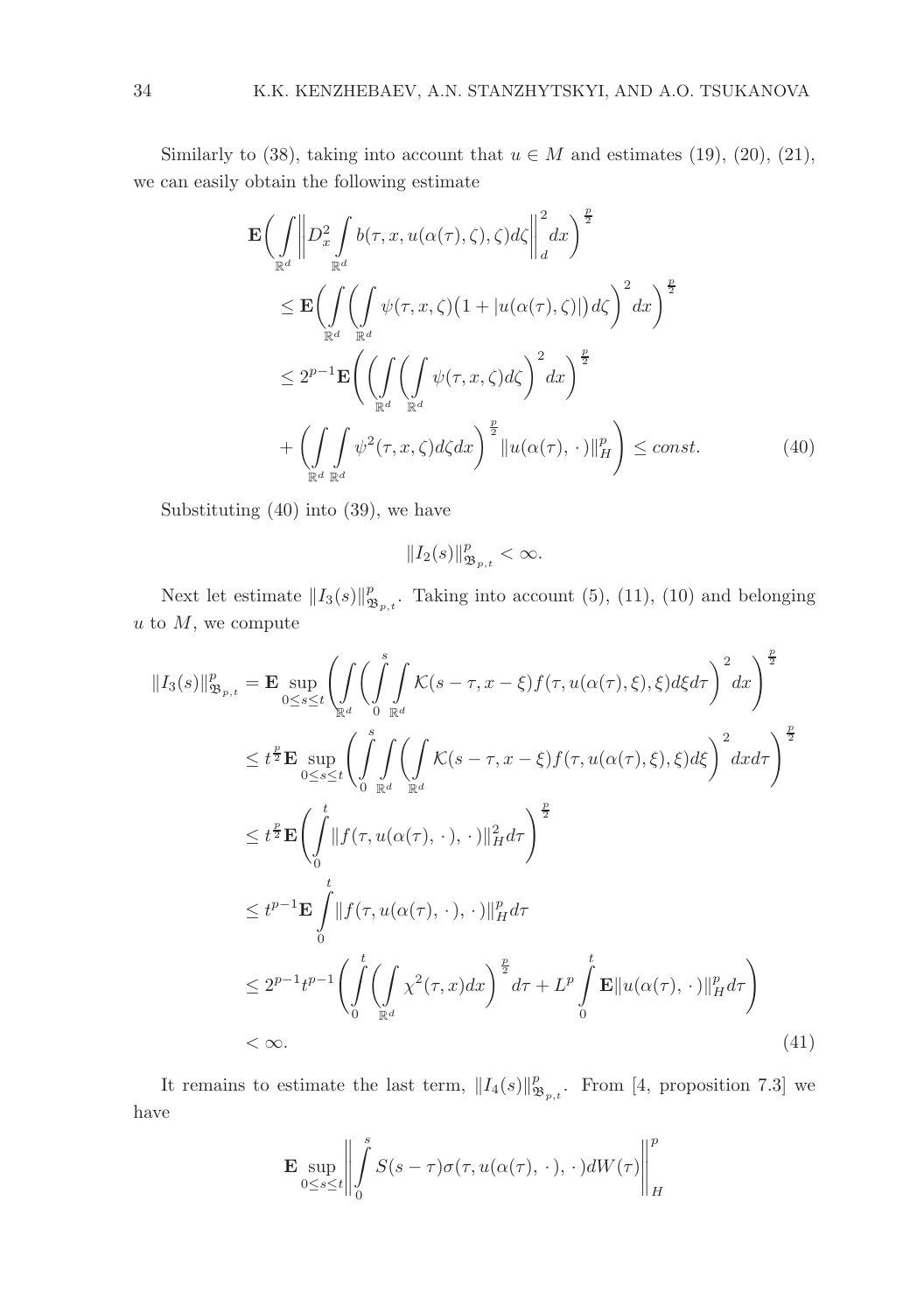Similarly to (38), taking into account that $u \in M$ and estimates (19), (20), (21), we can easily obtain the following estimate

$$
\begin{aligned}
&\mathbf{E}\bigg( \int\limits_{\mathbb{R}^d} \bigg\| D_x^2 \int\limits_{\mathbb{R}^d} b(\tau, x, u(\alpha(\tau), \zeta), \zeta) d\zeta \bigg\|_d^2 dx \bigg)^{\frac{p}{2}} \\
&\leq \mathbf{E}\bigg( \int\limits_{\mathbb{R}^d} \bigg( \int\limits_{\mathbb{R}^d} \psi(\tau, x, \zeta)\big(1 + |u(\alpha(\tau), \zeta)|\big) d\zeta \bigg)^2 dx \bigg)^{\frac{p}{2}} \\
&\leq 2^{p-1}\mathbf{E}\Bigg( \bigg( \int\limits_{\mathbb{R}^d} \bigg( \int\limits_{\mathbb{R}^d} \psi(\tau, x, \zeta) d\zeta \bigg)^2 dx \bigg)^{\frac{p}{2}} \\
&+ \bigg( \int\limits_{\mathbb{R}^d} \int\limits_{\mathbb{R}^d} \psi^2(\tau, x, \zeta) d\zeta dx \bigg)^{\frac{p}{2}} \|u(\alpha(\tau), \cdot)\|_H^p \Bigg) \leq const. \qquad (40)
\end{aligned}
$$

Substituting (40) into (39), we have

$$
\|I_2(s)\|_{\mathfrak{B}_{p,t}}^p < \infty.
$$

Next let estimate $\|I_3(s)\|_{\mathfrak{B}_{p,t}}^p$. Taking into account (5), (11), (10) and belonging $u$ to $M$, we compute

$$
\begin{aligned}
\|I_3(s)\|_{\mathfrak{B}_{p,t}}^p &= \mathbf{E} \sup_{0 \leq s \leq t} \Bigg( \int\limits_{\mathbb{R}^d} \bigg( \int\limits_0^s \int\limits_{\mathbb{R}^d} \mathcal{K}(s-\tau, x-\xi) f(\tau, u(\alpha(\tau), \xi), \xi) d\xi d\tau \bigg)^2 dx \Bigg)^{\frac{p}{2}} \\
&\leq t^{\frac{p}{2}} \mathbf{E} \sup_{0 \leq s \leq t} \Bigg( \int\limits_0^s \int\limits_{\mathbb{R}^d} \bigg( \int\limits_{\mathbb{R}^d} \mathcal{K}(s-\tau, x-\xi) f(\tau, u(\alpha(\tau), \xi), \xi) d\xi \bigg)^2 dx d\tau \Bigg)^{\frac{p}{2}} \\
&\leq t^{\frac{p}{2}} \mathbf{E} \Bigg( \int\limits_0^t \|f(\tau, u(\alpha(\tau), \cdot), \cdot)\|_H^2 d\tau \Bigg)^{\frac{p}{2}} \\
&\leq t^{p-1} \mathbf{E} \int\limits_0^t \|f(\tau, u(\alpha(\tau), \cdot), \cdot)\|_H^p d\tau \\
&\leq 2^{p-1} t^{p-1} \Bigg( \int\limits_0^t \bigg( \int\limits_{\mathbb{R}^d} \chi^2(\tau, x) dx \bigg)^{\frac{p}{2}} d\tau + L^p \int\limits_0^t \mathbf{E}\|u(\alpha(\tau), \cdot)\|_H^p d\tau \Bigg) \\
&< \infty. \qquad (41)
\end{aligned}
$$

It remains to estimate the last term, $\|I_4(s)\|_{\mathfrak{B}_{p,t}}^p$. From [4, proposition 7.3] we have

$$
\mathbf{E} \sup_{0 \leq s \leq t} \bigg\| \int\limits_0^s S(s-\tau) \sigma(\tau, u(\alpha(\tau), \cdot), \cdot) dW(\tau) \bigg\|_H^p
$$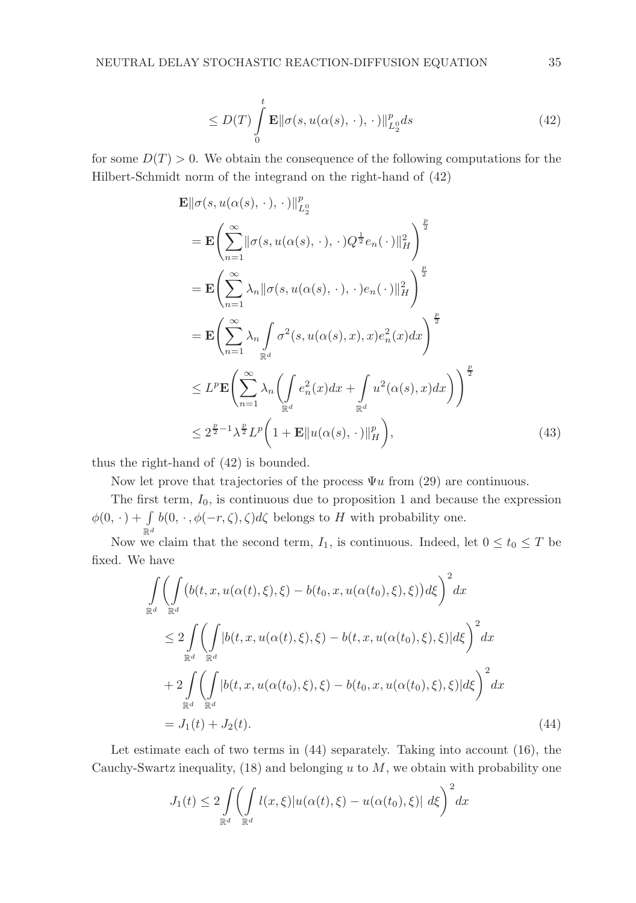$$\leq D(T) \int_0^t \mathbf{E} \|\sigma(s, u(\alpha(s), \cdot), \cdot)\|_{L_2^0}^p ds \tag{42}$$

for some $D(T) > 0$. We obtain the consequence of the following computations for the Hilbert-Schmidt norm of the integrand on the right-hand of (42)

$$\begin{aligned}
&\mathbf{E}\|\sigma(s, u(\alpha(s), \cdot), \cdot)\|_{L_2^0}^p \\
&= \mathbf{E}\Bigg( \sum_{n=1}^{\infty} \|\sigma(s, u(\alpha(s), \cdot), \cdot) Q^{\frac{1}{2}} e_n(\cdot)\|_H^2 \Bigg)^{\frac{p}{2}} \\
&= \mathbf{E}\Bigg( \sum_{n=1}^{\infty} \lambda_n \|\sigma(s, u(\alpha(s), \cdot), \cdot) e_n(\cdot)\|_H^2 \Bigg)^{\frac{p}{2}} \\
&= \mathbf{E}\Bigg( \sum_{n=1}^{\infty} \lambda_n \int_{\mathbb{R}^d} \sigma^2(s, u(\alpha(s), x), x) e_n^2(x) dx \Bigg)^{\frac{p}{2}} \\
&\leq L^p \mathbf{E}\Bigg( \sum_{n=1}^{\infty} \lambda_n \Bigg( \int_{\mathbb{R}^d} e_n^2(x) dx + \int_{\mathbb{R}^d} u^2(\alpha(s), x) dx \Bigg) \Bigg)^{\frac{p}{2}} \\
&\leq 2^{\frac{p}{2}-1} \lambda^{\frac{p}{2}} L^p \Bigg( 1 + \mathbf{E}\|u(\alpha(s), \cdot)\|_H^p \Bigg),
\end{aligned} \tag{43}$$

thus the right-hand of (42) is bounded.

Now let prove that trajectories of the process $\Psi u$ from (29) are continuous.

The first term, $I_0$, is continuous due to proposition 1 and because the expression $\phi(0, \cdot) + \int_{\mathbb{R}^d} b(0, \cdot, \phi(-r, \zeta), \zeta) d\zeta$ belongs to $H$ with probability one.

Now we claim that the second term, $I_1$, is continuous. Indeed, let $0 \leq t_0 \leq T$ be fixed. We have

$$\begin{aligned}
&\int_{\mathbb{R}^d} \Bigg( \int_{\mathbb{R}^d} \big( b(t, x, u(\alpha(t), \xi), \xi) - b(t_0, x, u(\alpha(t_0), \xi), \xi) \big) d\xi \Bigg)^2 dx \\
&\leq 2 \int_{\mathbb{R}^d} \Bigg( \int_{\mathbb{R}^d} |b(t, x, u(\alpha(t), \xi), \xi) - b(t, x, u(\alpha(t_0), \xi), \xi)| d\xi \Bigg)^2 dx \\
&+ 2 \int_{\mathbb{R}^d} \Bigg( \int_{\mathbb{R}^d} |b(t, x, u(\alpha(t_0), \xi), \xi) - b(t_0, x, u(\alpha(t_0), \xi), \xi)| d\xi \Bigg)^2 dx \\
&= J_1(t) + J_2(t).
\end{aligned} \tag{44}$$

Let estimate each of two terms in (44) separately. Taking into account (16), the Cauchy-Swartz inequality, (18) and belonging $u$ to $M$, we obtain with probability one

$$J_1(t) \leq 2 \int_{\mathbb{R}^d} \Bigg( \int_{\mathbb{R}^d} l(x, \xi) |u(\alpha(t), \xi) - u(\alpha(t_0), \xi)| \; d\xi \Bigg)^2 dx$$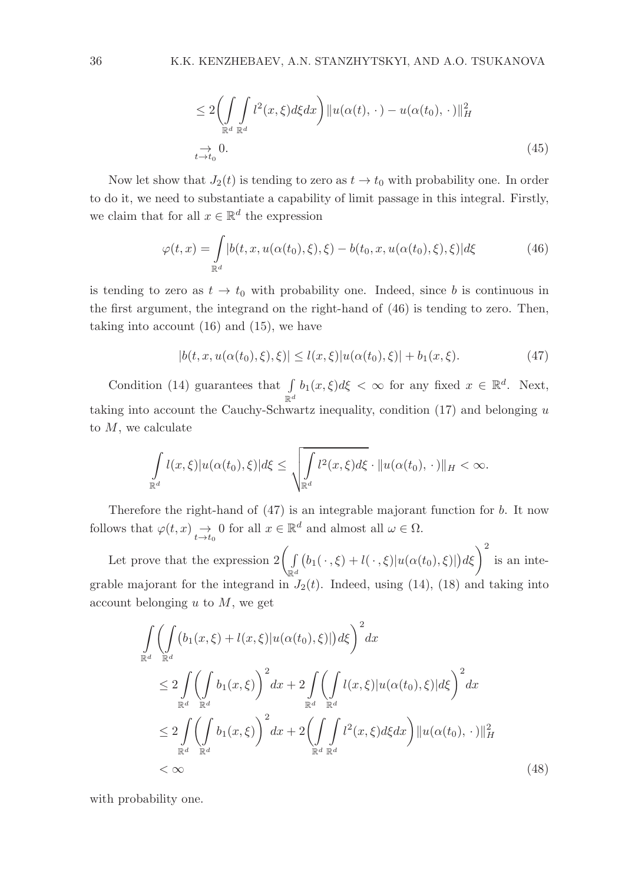$$
\begin{aligned}
&\leq 2\bigg(\int\limits_{\mathbb{R}^d}\int\limits_{\mathbb{R}^d} l^2(x,\xi)d\xi dx\bigg)\|u(\alpha(t),\,\cdot\,)-u(\alpha(t_0),\,\cdot\,)\|_H^2 \\
&\underset{t\to t_0}{\to} 0.
\end{aligned} \tag{45}
$$

Now let show that $J_2(t)$ is tending to zero as $t \to t_0$ with probability one. In order to do it, we need to substantiate a capability of limit passage in this integral. Firstly, we claim that for all $x \in \mathbb{R}^d$ the expression

$$
\varphi(t,x) = \int\limits_{\mathbb{R}^d} |b(t,x,u(\alpha(t_0),\xi),\xi) - b(t_0,x,u(\alpha(t_0),\xi),\xi)|d\xi \tag{46}
$$

is tending to zero as $t \to t_0$ with probability one. Indeed, since $b$ is continuous in the first argument, the integrand on the right-hand of (46) is tending to zero. Then, taking into account (16) and (15), we have

$$
|b(t,x,u(\alpha(t_0),\xi),\xi)| \leq l(x,\xi)|u(\alpha(t_0),\xi)| + b_1(x,\xi). \tag{47}
$$

Condition (14) guarantees that $\int\limits_{\mathbb{R}^d} b_1(x,\xi)d\xi < \infty$ for any fixed $x \in \mathbb{R}^d$. Next, taking into account the Cauchy-Schwartz inequality, condition (17) and belonging $u$ to $M$, we calculate

$$
\int\limits_{\mathbb{R}^d} l(x,\xi)|u(\alpha(t_0),\xi)|d\xi \leq \sqrt{\int\limits_{\mathbb{R}^d} l^2(x,\xi)d\xi} \cdot \|u(\alpha(t_0),\,\cdot\,)\|_H < \infty.
$$

Therefore the right-hand of (47) is an integrable majorant function for $b$. It now follows that $\varphi(t,x) \underset{t\to t_0}{\to} 0$ for all $x \in \mathbb{R}^d$ and almost all $\omega \in \Omega$.

Let prove that the expression $2\bigg(\int\limits_{\mathbb{R}^d}\big(b_1(\,\cdot\,,\xi) + l(\,\cdot\,,\xi)|u(\alpha(t_0),\xi)|\big)d\xi\bigg)^2$ is an integrable majorant for the integrand in $J_2(t)$. Indeed, using (14), (18) and taking into account belonging $u$ to $M$, we get

$$
\begin{aligned}
&\int\limits_{\mathbb{R}^d}\bigg(\int\limits_{\mathbb{R}^d}\big(b_1(x,\xi) + l(x,\xi)|u(\alpha(t_0),\xi)|\big)d\xi\bigg)^2 dx \\
&\quad\leq 2\int\limits_{\mathbb{R}^d}\bigg(\int\limits_{\mathbb{R}^d} b_1(x,\xi)\bigg)^2 dx + 2\int\limits_{\mathbb{R}^d}\bigg(\int\limits_{\mathbb{R}^d} l(x,\xi)|u(\alpha(t_0),\xi)|d\xi\bigg)^2 dx \\
&\quad\leq 2\int\limits_{\mathbb{R}^d}\bigg(\int\limits_{\mathbb{R}^d} b_1(x,\xi)\bigg)^2 dx + 2\bigg(\int\limits_{\mathbb{R}^d}\int\limits_{\mathbb{R}^d} l^2(x,\xi)d\xi dx\bigg)\|u(\alpha(t_0),\,\cdot\,)\|_H^2 \\
&\quad< \infty
\end{aligned} \tag{48}
$$

with probability one.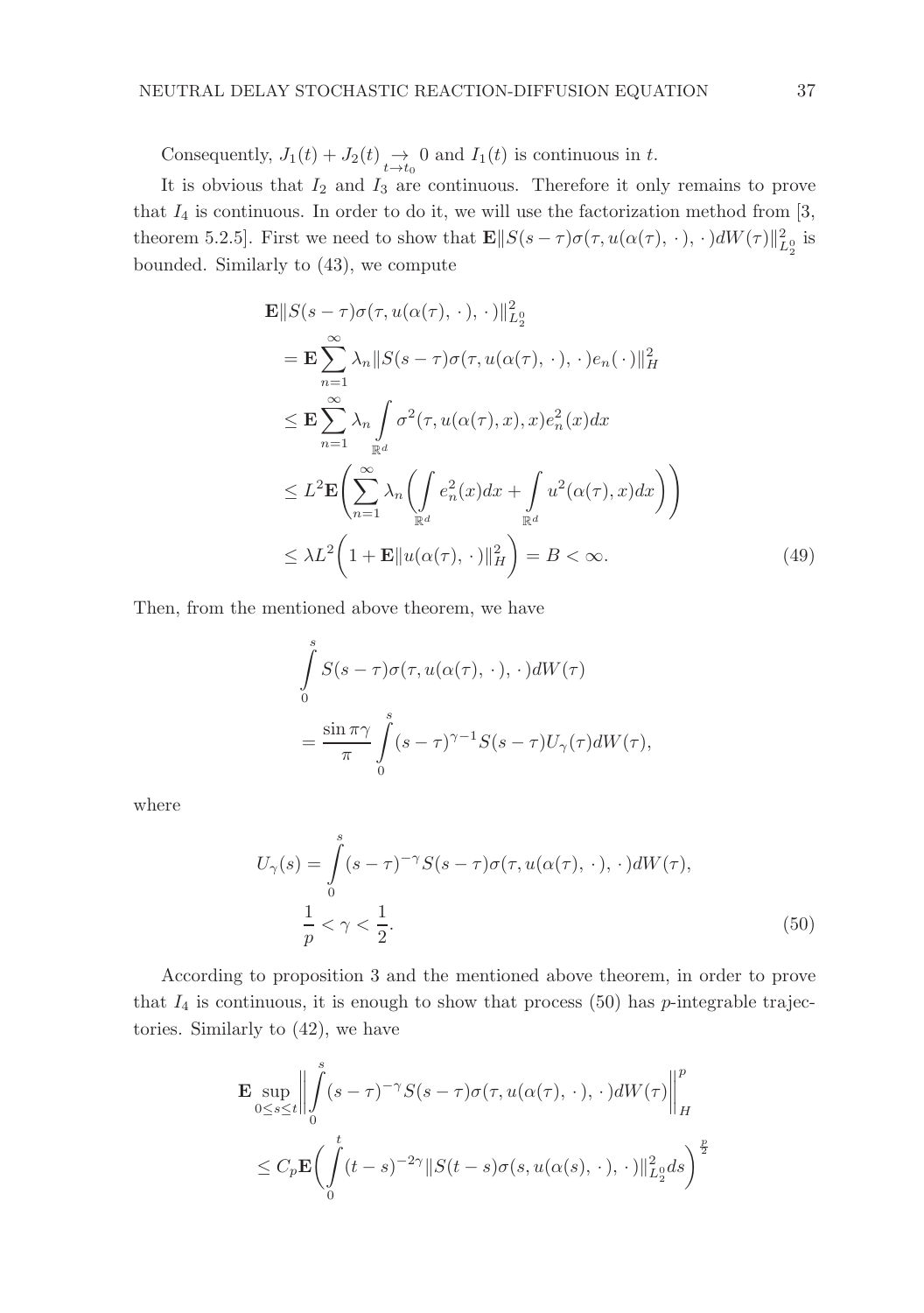Consequently, $J_1(t) + J_2(t) \underset{t \to t_0}{\to} 0$ and $I_1(t)$ is continuous in $t$.

It is obvious that $I_2$ and $I_3$ are continuous. Therefore it only remains to prove that $I_4$ is continuous. In order to do it, we will use the factorization method from [3, theorem 5.2.5]. First we need to show that $\mathbf{E}\|S(s-\tau)\sigma(\tau, u(\alpha(\tau), \cdot), \cdot)dW(\tau)\|^2_{L_2^0}$ is bounded. Similarly to (43), we compute

$$
\begin{aligned}
&\mathbf{E}\|S(s-\tau)\sigma(\tau, u(\alpha(\tau), \cdot), \cdot)\|^2_{L_2^0} \\
&= \mathbf{E}\sum_{n=1}^{\infty} \lambda_n \|S(s-\tau)\sigma(\tau, u(\alpha(\tau), \cdot), \cdot)e_n(\cdot)\|^2_H \\
&\leq \mathbf{E}\sum_{n=1}^{\infty} \lambda_n \int_{\mathbb{R}^d} \sigma^2(\tau, u(\alpha(\tau), x), x)e_n^2(x)dx \\
&\leq L^2 \mathbf{E}\left(\sum_{n=1}^{\infty} \lambda_n \left(\int_{\mathbb{R}^d} e_n^2(x)dx + \int_{\mathbb{R}^d} u^2(\alpha(\tau), x)dx\right)\right) \\
&\leq \lambda L^2 \left(1 + \mathbf{E}\|u(\alpha(\tau), \cdot)\|^2_H\right) = B < \infty. \qquad (49)
\end{aligned}
$$

Then, from the mentioned above theorem, we have

$$
\begin{aligned}
&\int_0^s S(s-\tau)\sigma(\tau, u(\alpha(\tau), \cdot), \cdot)dW(\tau) \\
&= \frac{\sin \pi\gamma}{\pi} \int_0^s (s-\tau)^{\gamma-1} S(s-\tau) U_\gamma(\tau) dW(\tau),
\end{aligned}
$$

where

$$
\begin{aligned}
U_\gamma(s) &= \int_0^s (s-\tau)^{-\gamma} S(s-\tau)\sigma(\tau, u(\alpha(\tau), \cdot), \cdot)dW(\tau), \\
&\frac{1}{p} < \gamma < \frac{1}{2}. \qquad (50)
\end{aligned}
$$

According to proposition 3 and the mentioned above theorem, in order to prove that $I_4$ is continuous, it is enough to show that process (50) has $p$-integrable trajectories. Similarly to (42), we have

$$
\begin{aligned}
&\mathbf{E} \sup_{0 \leq s \leq t} \left\| \int_0^s (s-\tau)^{-\gamma} S(s-\tau)\sigma(\tau, u(\alpha(\tau), \cdot), \cdot)dW(\tau) \right\|_H^p \\
&\leq C_p \mathbf{E}\left(\int_0^t (t-s)^{-2\gamma} \|S(t-s)\sigma(s, u(\alpha(s), \cdot), \cdot)\|^2_{L_2^0} ds\right)^{\frac{p}{2}}
\end{aligned}
$$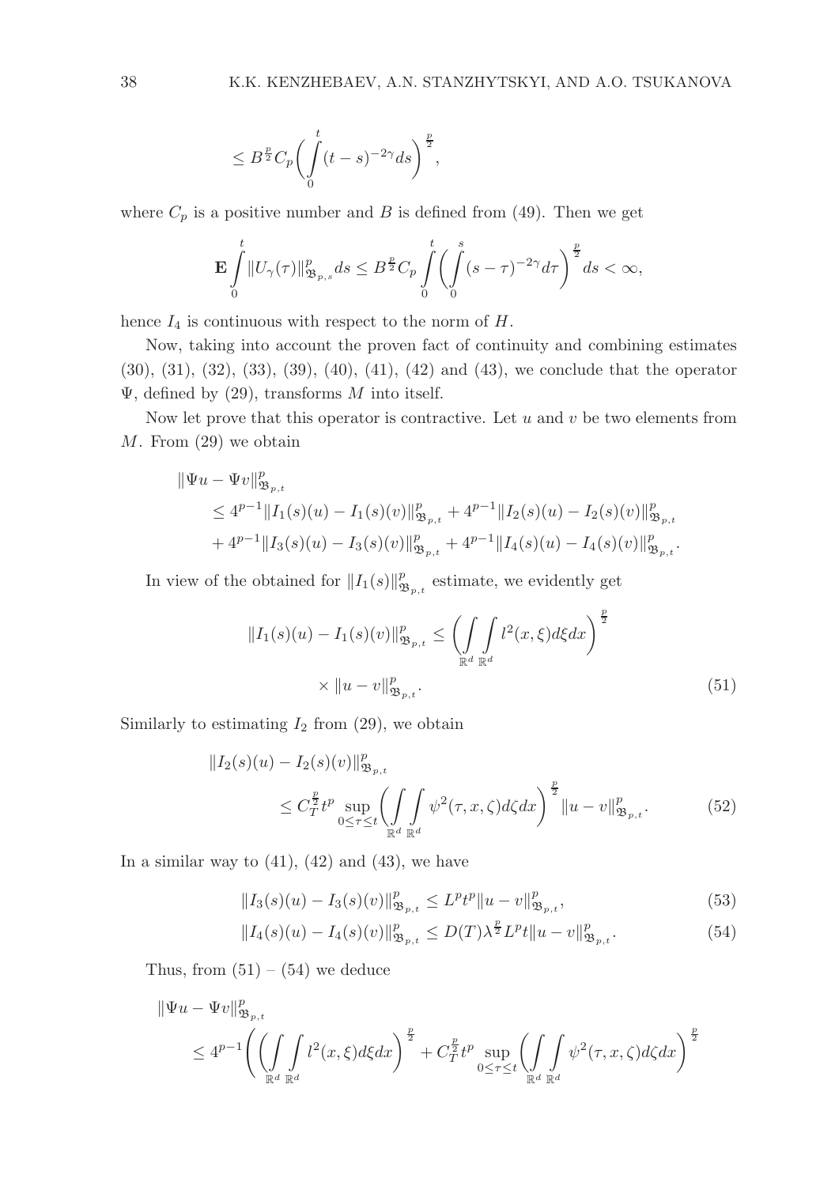$$\leq B^{\frac{p}{2}} C_p \bigg( \int\limits_0^t (t-s)^{-2\gamma} ds \bigg)^{\frac{p}{2}},$$

where $C_p$ is a positive number and $B$ is defined from (49). Then we get

$$\mathbf{E} \int\limits_0^t \|U_\gamma(\tau)\|^p_{\mathfrak{B}_{p,s}} ds \leq B^{\frac{p}{2}} C_p \int\limits_0^t \bigg( \int\limits_0^s (s-\tau)^{-2\gamma} d\tau \bigg)^{\frac{p}{2}} ds < \infty,$$

hence $I_4$ is continuous with respect to the norm of $H$.

Now, taking into account the proven fact of continuity and combining estimates (30), (31), (32), (33), (39), (40), (41), (42) and (43), we conclude that the operator $\Psi$, defined by (29), transforms $M$ into itself.

Now let prove that this operator is contractive. Let $u$ and $v$ be two elements from $M$. From (29) we obtain

$$\begin{aligned}
&\|\Psi u - \Psi v\|^p_{\mathfrak{B}_{p,t}} \\
&\quad \leq 4^{p-1} \|I_1(s)(u) - I_1(s)(v)\|^p_{\mathfrak{B}_{p,t}} + 4^{p-1} \|I_2(s)(u) - I_2(s)(v)\|^p_{\mathfrak{B}_{p,t}} \\
&\quad + 4^{p-1} \|I_3(s)(u) - I_3(s)(v)\|^p_{\mathfrak{B}_{p,t}} + 4^{p-1} \|I_4(s)(u) - I_4(s)(v)\|^p_{\mathfrak{B}_{p,t}}.
\end{aligned}$$

In view of the obtained for $\|I_1(s)\|^p_{\mathfrak{B}_{p,t}}$ estimate, we evidently get

$$\|I_1(s)(u) - I_1(s)(v)\|^p_{\mathfrak{B}_{p,t}} \leq \bigg( \int\limits_{\mathbb{R}^d} \int\limits_{\mathbb{R}^d} l^2(x,\xi) d\xi dx \bigg)^{\frac{p}{2}} \times \|u - v\|^p_{\mathfrak{B}_{p,t}}. \tag{51}$$

Similarly to estimating $I_2$ from (29), we obtain

$$\|I_2(s)(u) - I_2(s)(v)\|^p_{\mathfrak{B}_{p,t}} \leq C_T^{\frac{p}{2}} t^p \sup_{0 \leq \tau \leq t} \bigg( \int\limits_{\mathbb{R}^d} \int\limits_{\mathbb{R}^d} \psi^2(\tau, x, \zeta) d\zeta dx \bigg)^{\frac{p}{2}} \|u - v\|^p_{\mathfrak{B}_{p,t}}. \tag{52}$$

In a similar way to (41), (42) and (43), we have

$$\|I_3(s)(u) - I_3(s)(v)\|^p_{\mathfrak{B}_{p,t}} \leq L^p t^p \|u - v\|^p_{\mathfrak{B}_{p,t}}, \tag{53}$$

$$\|I_4(s)(u) - I_4(s)(v)\|^p_{\mathfrak{B}_{p,t}} \leq D(T) \lambda^{\frac{p}{2}} L^p t \|u - v\|^p_{\mathfrak{B}_{p,t}}. \tag{54}$$

Thus, from (51) – (54) we deduce

$$\begin{aligned}
&\|\Psi u - \Psi v\|^p_{\mathfrak{B}_{p,t}} \\
&\quad \leq 4^{p-1} \Bigg( \bigg( \int\limits_{\mathbb{R}^d} \int\limits_{\mathbb{R}^d} l^2(x,\xi) d\xi dx \bigg)^{\frac{p}{2}} + C_T^{\frac{p}{2}} t^p \sup_{0 \leq \tau \leq t} \bigg( \int\limits_{\mathbb{R}^d} \int\limits_{\mathbb{R}^d} \psi^2(\tau, x, \zeta) d\zeta dx \bigg)^{\frac{p}{2}}
\end{aligned}$$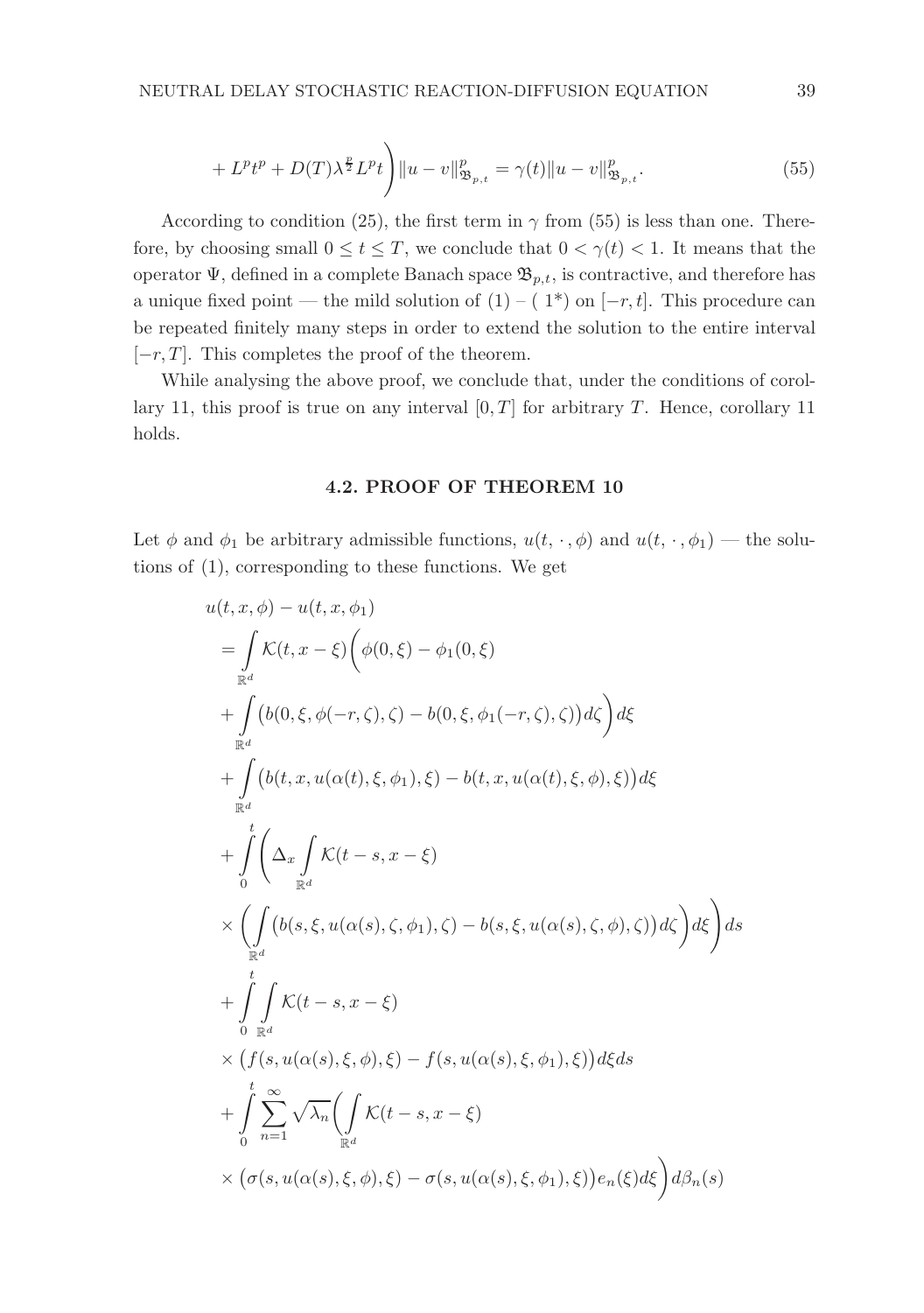$$+ L^p t^p + D(T)\lambda^{\frac{p}{2}} L^p t\Bigg)\|u-v\|^p_{\mathfrak{B}_{p,t}} = \gamma(t)\|u-v\|^p_{\mathfrak{B}_{p,t}}. \tag{55}$$

According to condition (25), the first term in $\gamma$ from (55) is less than one. Therefore, by choosing small $0 \le t \le T$, we conclude that $0 < \gamma(t) < 1$. It means that the operator $\Psi$, defined in a complete Banach space $\mathfrak{B}_{p,t}$, is contractive, and therefore has a unique fixed point — the mild solution of (1) – ( 1*) on $[-r,t]$. This procedure can be repeated finitely many steps in order to extend the solution to the entire interval $[-r,T]$. This completes the proof of the theorem.

While analysing the above proof, we conclude that, under the conditions of corollary 11, this proof is true on any interval $[0,T]$ for arbitrary $T$. Hence, corollary 11 holds.

### 4.2. PROOF OF THEOREM 10

Let $\phi$ and $\phi_1$ be arbitrary admissible functions, $u(t,\cdot,\phi)$ and $u(t,\cdot,\phi_1)$ — the solutions of (1), corresponding to these functions. We get

$$
\begin{aligned}
&u(t,x,\phi) - u(t,x,\phi_1)\\
&= \int_{\mathbb{R}^d} \mathcal{K}(t,x-\xi)\Bigg(\phi(0,\xi) - \phi_1(0,\xi)\\
&+ \int_{\mathbb{R}^d} \big(b(0,\xi,\phi(-r,\zeta),\zeta) - b(0,\xi,\phi_1(-r,\zeta),\zeta)\big)d\zeta\Bigg)d\xi\\
&+ \int_{\mathbb{R}^d} \big(b(t,x,u(\alpha(t),\xi,\phi_1),\xi) - b(t,x,u(\alpha(t),\xi,\phi),\xi)\big)d\xi\\
&+ \int_0^t \Bigg(\Delta_x \int_{\mathbb{R}^d} \mathcal{K}(t-s,x-\xi)\\
&\times \Bigg(\int_{\mathbb{R}^d} \big(b(s,\xi,u(\alpha(s),\zeta,\phi_1),\zeta) - b(s,\xi,u(\alpha(s),\zeta,\phi),\zeta)\big)d\zeta\Bigg)d\xi\Bigg)ds\\
&+ \int_0^t \int_{\mathbb{R}^d} \mathcal{K}(t-s,x-\xi)\\
&\times \big(f(s,u(\alpha(s),\xi,\phi),\xi) - f(s,u(\alpha(s),\xi,\phi_1),\xi)\big)d\xi ds\\
&+ \int_0^t \sum_{n=1}^{\infty} \sqrt{\lambda_n}\Bigg(\int_{\mathbb{R}^d} \mathcal{K}(t-s,x-\xi)\\
&\times \big(\sigma(s,u(\alpha(s),\xi,\phi),\xi) - \sigma(s,u(\alpha(s),\xi,\phi_1),\xi)\big)e_n(\xi)d\xi\Bigg)d\beta_n(s)
\end{aligned}
$$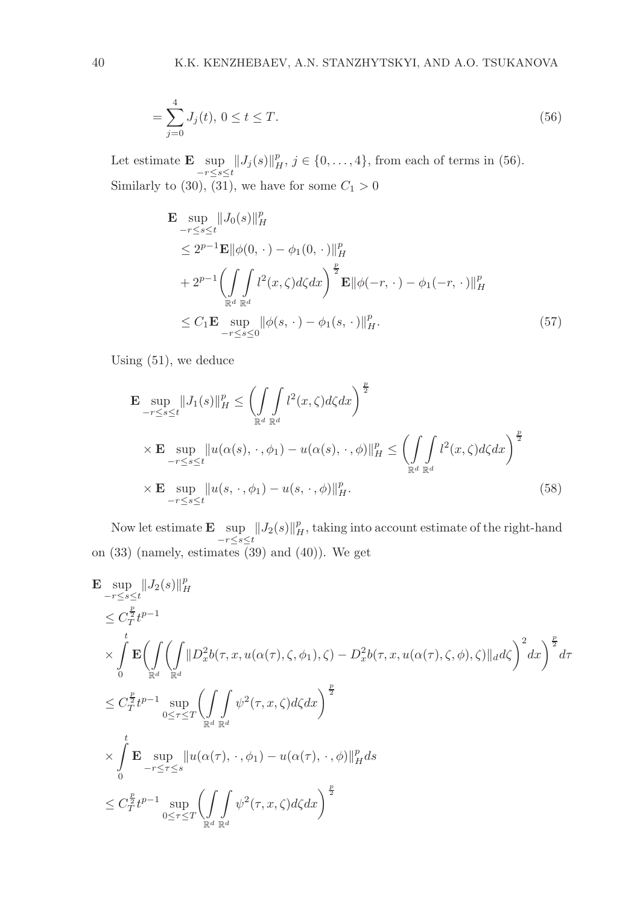$$= \sum_{j=0}^{4} J_j(t),\ 0 \le t \le T. \tag{56}$$

Let estimate $\mathbf{E} \sup_{-r\le s\le t} \|J_j(s)\|_H^p$, $j \in \{0, \dots, 4\}$, from each of terms in (56).
Similarly to (30), (31), we have for some $C_1 > 0$

$$\begin{aligned}
&\mathbf{E} \sup_{-r\le s\le t} \|J_0(s)\|_H^p \\
&\le 2^{p-1}\mathbf{E}\|\phi(0,\,\cdot\,) - \phi_1(0,\,\cdot\,)\|_H^p \\
&+ 2^{p-1}\bigg(\int\limits_{\mathbb{R}^d}\int\limits_{\mathbb{R}^d} l^2(x,\zeta)d\zeta dx\bigg)^{\frac{p}{2}}\mathbf{E}\|\phi(-r,\,\cdot\,) - \phi_1(-r,\,\cdot\,)\|_H^p \\
&\le C_1 \mathbf{E} \sup_{-r\le s\le 0} \|\phi(s,\,\cdot\,) - \phi_1(s,\,\cdot\,)\|_H^p.
\end{aligned} \tag{57}$$

Using (51), we deduce

$$\begin{aligned}
\mathbf{E} \sup_{-r\le s\le t} \|J_1(s)\|_H^p &\le \bigg(\int\limits_{\mathbb{R}^d}\int\limits_{\mathbb{R}^d} l^2(x,\zeta)d\zeta dx\bigg)^{\frac{p}{2}} \\
&\times \mathbf{E} \sup_{-r\le s\le t} \|u(\alpha(s),\,\cdot\,,\phi_1) - u(\alpha(s),\,\cdot\,,\phi)\|_H^p \le \bigg(\int\limits_{\mathbb{R}^d}\int\limits_{\mathbb{R}^d} l^2(x,\zeta)d\zeta dx\bigg)^{\frac{p}{2}} \\
&\times \mathbf{E} \sup_{-r\le s\le t} \|u(s,\,\cdot\,,\phi_1) - u(s,\,\cdot\,,\phi)\|_H^p.
\end{aligned} \tag{58}$$

Now let estimate $\mathbf{E} \sup_{-r\le s\le t} \|J_2(s)\|_H^p$, taking into account estimate of the right-hand on (33) (namely, estimates (39) and (40)). We get

$$\begin{aligned}
&\mathbf{E} \sup_{-r\le s\le t} \|J_2(s)\|_H^p \\
&\le C_T^{\frac{p}{2}} t^{p-1} \\
&\times \int\limits_0^t \mathbf{E}\bigg(\int\limits_{\mathbb{R}^d}\bigg(\int\limits_{\mathbb{R}^d} \|D_x^2 b(\tau,x,u(\alpha(\tau),\zeta,\phi_1),\zeta) - D_x^2 b(\tau,x,u(\alpha(\tau),\zeta,\phi),\zeta)\|_d d\zeta\bigg)^2 dx\bigg)^{\frac{p}{2}} d\tau \\
&\le C_T^{\frac{p}{2}} t^{p-1} \sup_{0\le\tau\le T}\bigg(\int\limits_{\mathbb{R}^d}\int\limits_{\mathbb{R}^d} \psi^2(\tau,x,\zeta)d\zeta dx\bigg)^{\frac{p}{2}} \\
&\times \int\limits_0^t \mathbf{E} \sup_{-r\le\tau\le s} \|u(\alpha(\tau),\,\cdot\,,\phi_1) - u(\alpha(\tau),\,\cdot\,,\phi)\|_H^p ds \\
&\le C_T^{\frac{p}{2}} t^{p-1} \sup_{0\le\tau\le T}\bigg(\int\limits_{\mathbb{R}^d}\int\limits_{\mathbb{R}^d} \psi^2(\tau,x,\zeta)d\zeta dx\bigg)^{\frac{p}{2}}
\end{aligned}$$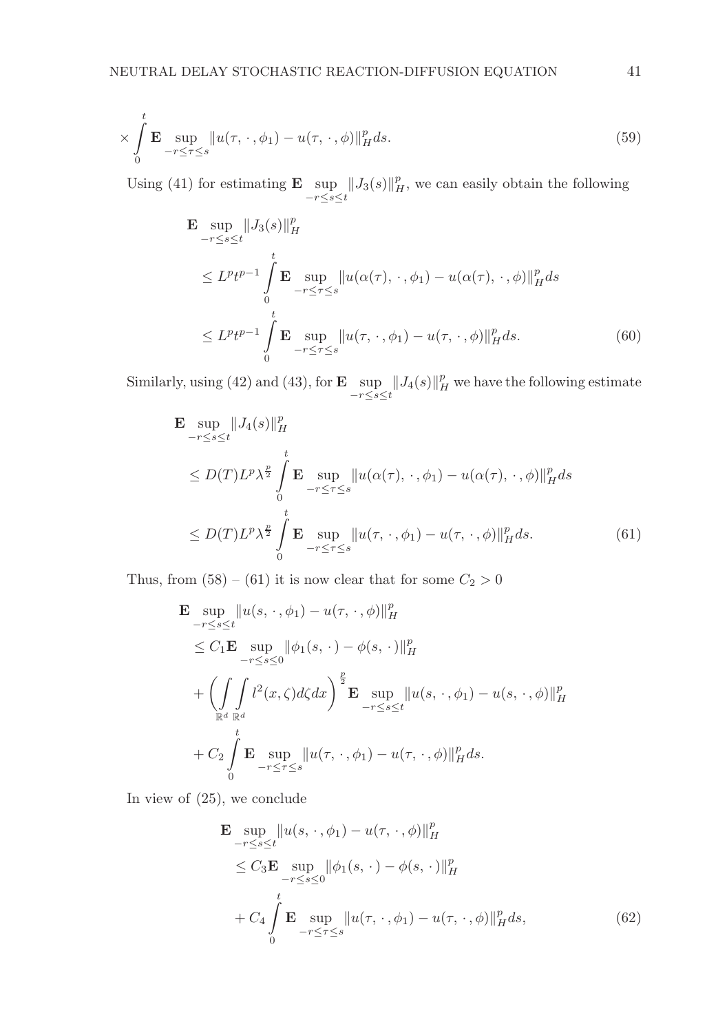$$\times \int_0^t \mathbf{E} \sup_{-r\le\tau\le s} \|u(\tau,\,\cdot\,,\phi_1) - u(\tau,\,\cdot\,,\phi)\|_H^p ds. \tag{59}$$

Using (41) for estimating $\mathbf{E} \sup_{-r\le s\le t} \|J_3(s)\|_H^p$, we can easily obtain the following

$$\begin{aligned}
&\mathbf{E} \sup_{-r\le s\le t} \|J_3(s)\|_H^p \\
&\quad\le L^p t^{p-1} \int_0^t \mathbf{E} \sup_{-r\le\tau\le s} \|u(\alpha(\tau),\,\cdot\,,\phi_1) - u(\alpha(\tau),\,\cdot\,,\phi)\|_H^p ds \\
&\quad\le L^p t^{p-1} \int_0^t \mathbf{E} \sup_{-r\le\tau\le s} \|u(\tau,\,\cdot\,,\phi_1) - u(\tau,\,\cdot\,,\phi)\|_H^p ds.
\end{aligned} \tag{60}$$

Similarly, using (42) and (43), for $\mathbf{E} \sup_{-r\le s\le t} \|J_4(s)\|_H^p$ we have the following estimate

$$\begin{aligned}
&\mathbf{E} \sup_{-r\le s\le t} \|J_4(s)\|_H^p \\
&\quad\le D(T) L^p \lambda^{\frac{p}{2}} \int_0^t \mathbf{E} \sup_{-r\le\tau\le s} \|u(\alpha(\tau),\,\cdot\,,\phi_1) - u(\alpha(\tau),\,\cdot\,,\phi)\|_H^p ds \\
&\quad\le D(T) L^p \lambda^{\frac{p}{2}} \int_0^t \mathbf{E} \sup_{-r\le\tau\le s} \|u(\tau,\,\cdot\,,\phi_1) - u(\tau,\,\cdot\,,\phi)\|_H^p ds.
\end{aligned} \tag{61}$$

Thus, from (58) – (61) it is now clear that for some $C_2 > 0$

$$\begin{aligned}
&\mathbf{E} \sup_{-r\le s\le t} \|u(s,\,\cdot\,,\phi_1) - u(\tau,\,\cdot\,,\phi)\|_H^p \\
&\quad\le C_1 \mathbf{E} \sup_{-r\le s\le 0} \|\phi_1(s,\,\cdot\,) - \phi(s,\,\cdot\,)\|_H^p \\
&\quad+ \left( \int_{\mathbb{R}^d} \int_{\mathbb{R}^d} l^2(x,\zeta) d\zeta dx \right)^{\frac{p}{2}} \mathbf{E} \sup_{-r\le s\le t} \|u(s,\,\cdot\,,\phi_1) - u(s,\,\cdot\,,\phi)\|_H^p \\
&\quad+ C_2 \int_0^t \mathbf{E} \sup_{-r\le\tau\le s} \|u(\tau,\,\cdot\,,\phi_1) - u(\tau,\,\cdot\,,\phi)\|_H^p ds.
\end{aligned}$$

In view of (25), we conclude

$$\begin{aligned}
&\mathbf{E} \sup_{-r\le s\le t} \|u(s,\,\cdot\,,\phi_1) - u(\tau,\,\cdot\,,\phi)\|_H^p \\
&\quad\le C_3 \mathbf{E} \sup_{-r\le s\le 0} \|\phi_1(s,\,\cdot\,) - \phi(s,\,\cdot\,)\|_H^p \\
&\quad+ C_4 \int_0^t \mathbf{E} \sup_{-r\le\tau\le s} \|u(\tau,\,\cdot\,,\phi_1) - u(\tau,\,\cdot\,,\phi)\|_H^p ds,
\end{aligned} \tag{62}$$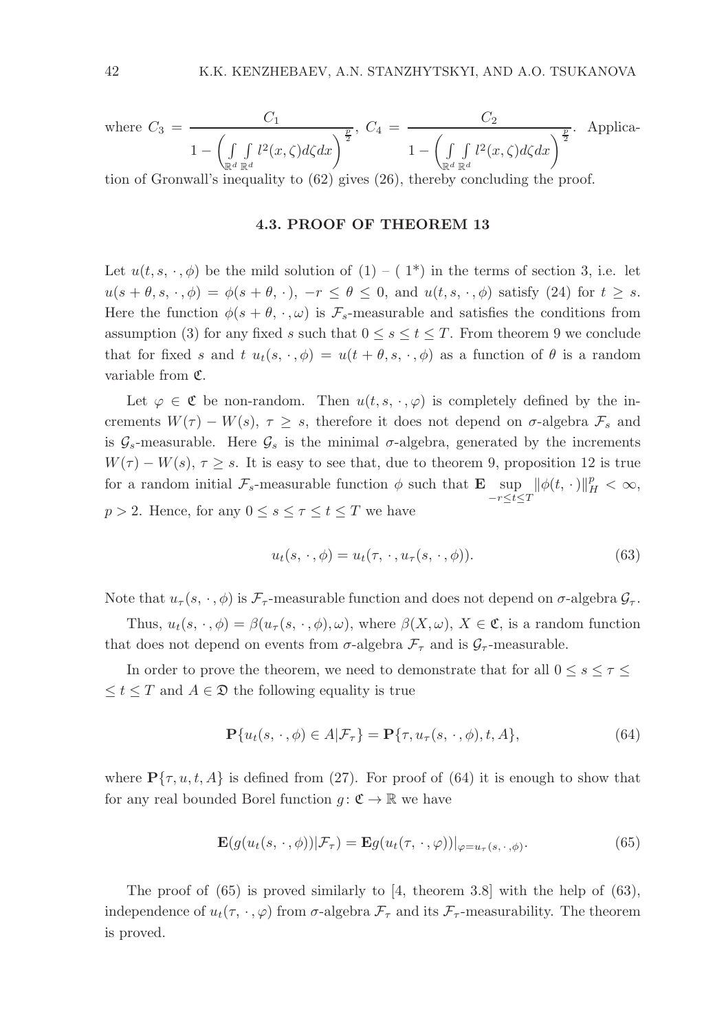where $C_3 = \dfrac{C_1}{1 - \left(\int\limits_{\mathbb{R}^d}\int\limits_{\mathbb{R}^d} l^2(x,\zeta)d\zeta dx\right)^{\frac{p}{2}}}$, $C_4 = \dfrac{C_2}{1 - \left(\int\limits_{\mathbb{R}^d}\int\limits_{\mathbb{R}^d} l^2(x,\zeta)d\zeta dx\right)^{\frac{p}{2}}}$. Application of Gronwall's inequality to (62) gives (26), thereby concluding the proof.

### 4.3. PROOF OF THEOREM 13

Let $u(t,s,\cdot,\phi)$ be the mild solution of (1) – ( 1*) in the terms of section 3, i.e. let $u(s+\theta,s,\cdot,\phi) = \phi(s+\theta,\cdot)$, $-r \le \theta \le 0$, and $u(t,s,\cdot,\phi)$ satisfy (24) for $t \ge s$. Here the function $\phi(s+\theta,\cdot,\omega)$ is $\mathcal{F}_s$-measurable and satisfies the conditions from assumption (3) for any fixed $s$ such that $0 \le s \le t \le T$. From theorem 9 we conclude that for fixed $s$ and $t$ $u_t(s,\cdot,\phi) = u(t+\theta,s,\cdot,\phi)$ as a function of $\theta$ is a random variable from $\mathfrak{C}$.

Let $\varphi \in \mathfrak{C}$ be non-random. Then $u(t,s,\cdot,\varphi)$ is completely defined by the increments $W(\tau) - W(s)$, $\tau \ge s$, therefore it does not depend on $\sigma$-algebra $\mathcal{F}_s$ and is $\mathcal{G}_s$-measurable. Here $\mathcal{G}_s$ is the minimal $\sigma$-algebra, generated by the increments $W(\tau) - W(s)$, $\tau \ge s$. It is easy to see that, due to theorem 9, proposition 12 is true for a random initial $\mathcal{F}_s$-measurable function $\phi$ such that $\mathbf{E}\sup\limits_{-r\le t\le T}\|\phi(t,\cdot)\|_H^p < \infty$, $p > 2$. Hence, for any $0 \le s \le \tau \le t \le T$ we have

$$u_t(s,\cdot,\phi) = u_t(\tau,\cdot,u_\tau(s,\cdot,\phi)). \tag{63}$$

Note that $u_\tau(s,\cdot,\phi)$ is $\mathcal{F}_\tau$-measurable function and does not depend on $\sigma$-algebra $\mathcal{G}_\tau$.

Thus, $u_t(s,\cdot,\phi) = \beta(u_\tau(s,\cdot,\phi),\omega)$, where $\beta(X,\omega)$, $X \in \mathfrak{C}$, is a random function that does not depend on events from $\sigma$-algebra $\mathcal{F}_\tau$ and is $\mathcal{G}_\tau$-measurable.

In order to prove the theorem, we need to demonstrate that for all $0 \le s \le \tau \le$ $\le t \le T$ and $A \in \mathfrak{D}$ the following equality is true

$$\mathbf{P}\{u_t(s,\cdot,\phi) \in A|\mathcal{F}_\tau\} = \mathbf{P}\{\tau, u_\tau(s,\cdot,\phi), t, A\}, \tag{64}$$

where $\mathbf{P}\{\tau,u,t,A\}$ is defined from (27). For proof of (64) it is enough to show that for any real bounded Borel function $g\colon \mathfrak{C} \to \mathbb{R}$ we have

$$\mathbf{E}(g(u_t(s,\cdot,\phi))|\mathcal{F}_\tau) = \mathbf{E}g(u_t(\tau,\cdot,\varphi))|_{\varphi = u_\tau(s,\cdot,\phi)}. \tag{65}$$

The proof of (65) is proved similarly to [4, theorem 3.8] with the help of (63), independence of $u_t(\tau,\cdot,\varphi)$ from $\sigma$-algebra $\mathcal{F}_\tau$ and its $\mathcal{F}_\tau$-measurability. The theorem is proved.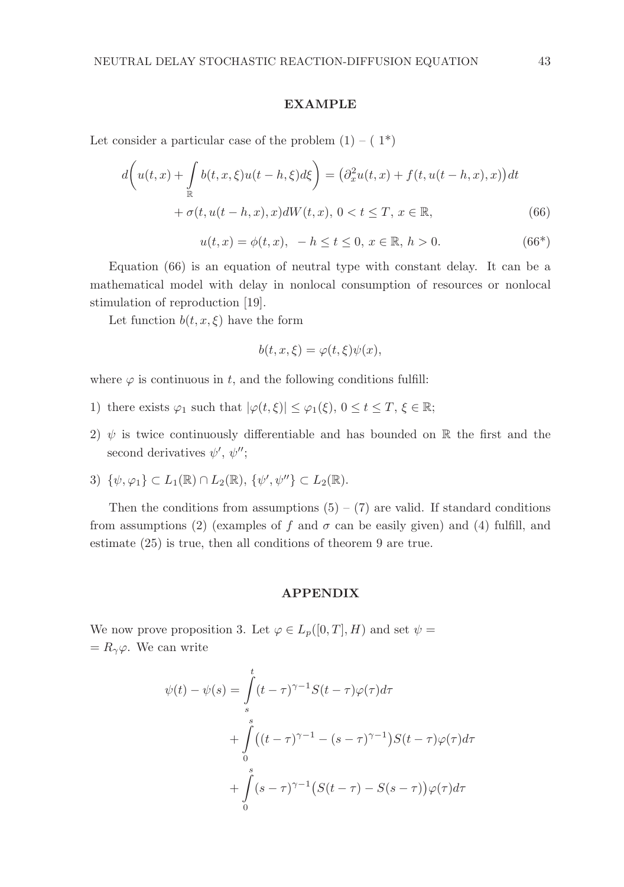## EXAMPLE

Let consider a particular case of the problem (1) – ( 1*)

$$
d\left( u(t,x) + \int\limits_{\mathbb{R}} b(t,x,\xi)u(t-h,\xi)d\xi \right) = \left(\partial_x^2 u(t,x) + f(t,u(t-h,x),x)\right)dt
$$

$$
+ \sigma(t,u(t-h,x),x)dW(t,x),\ 0 < t \le T,\ x \in \mathbb{R}, \tag{66}
$$

$$
u(t,x) = \phi(t,x),\ \ -h \le t \le 0,\ x \in \mathbb{R},\ h > 0. \tag{66*}
$$

Equation (66) is an equation of neutral type with constant delay. It can be a mathematical model with delay in nonlocal consumption of resources or nonlocal stimulation of reproduction [19].

Let function $b(t,x,\xi)$ have the form

$$
b(t,x,\xi) = \varphi(t,\xi)\psi(x),
$$

where $\varphi$ is continuous in $t$, and the following conditions fulfill:

1) there exists $\varphi_1$ such that $|\varphi(t,\xi)| \le \varphi_1(\xi)$, $0 \le t \le T$, $\xi \in \mathbb{R}$;
2) $\psi$ is twice continuously differentiable and has bounded on $\mathbb{R}$ the first and the second derivatives $\psi'$, $\psi''$;
3) $\{\psi, \varphi_1\} \subset L_1(\mathbb{R}) \cap L_2(\mathbb{R})$, $\{\psi', \psi''\} \subset L_2(\mathbb{R})$.

Then the conditions from assumptions (5) – (7) are valid. If standard conditions from assumptions (2) (examples of $f$ and $\sigma$ can be easily given) and (4) fulfill, and estimate (25) is true, then all conditions of theorem 9 are true.

## APPENDIX

We now prove proposition 3. Let $\varphi \in L_p([0,T],H)$ and set $\psi = R_\gamma \varphi$. We can write

$$
\psi(t) - \psi(s) = \int\limits_s^t (t-\tau)^{\gamma-1} S(t-\tau)\varphi(\tau)d\tau
$$

$$
+ \int\limits_0^s \left((t-\tau)^{\gamma-1} - (s-\tau)^{\gamma-1}\right) S(t-\tau)\varphi(\tau)d\tau
$$

$$
+ \int\limits_0^s (s-\tau)^{\gamma-1}\left(S(t-\tau) - S(s-\tau)\right)\varphi(\tau)d\tau
$$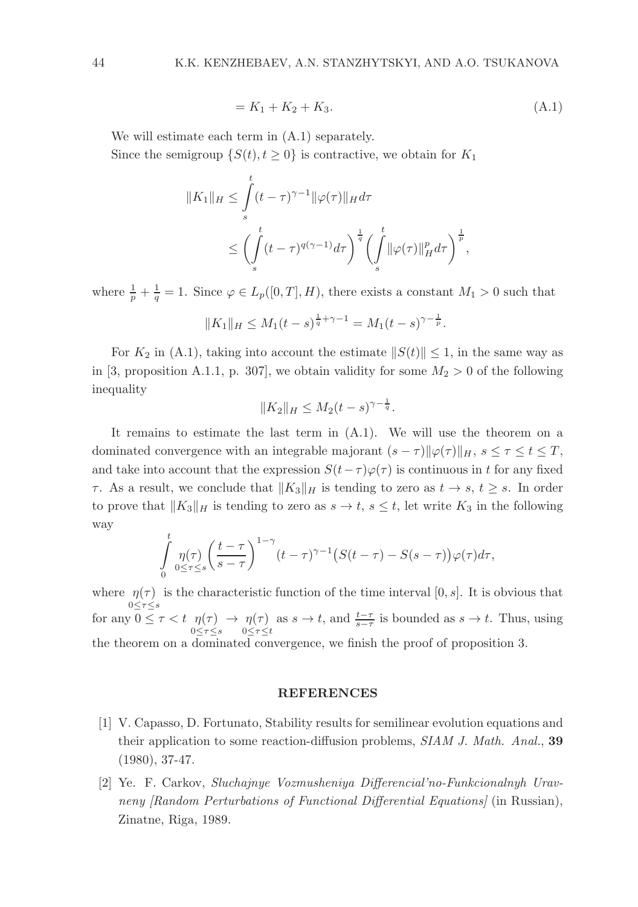$$= K_1 + K_2 + K_3. \tag{A.1}$$

We will estimate each term in (A.1) separately.

Since the semigroup $\{S(t), t \geq 0\}$ is contractive, we obtain for $K_1$

$$\|K_1\|_H \leq \int_s^t (t-\tau)^{\gamma-1} \|\varphi(\tau)\|_H d\tau$$

$$\leq \left( \int_s^t (t-\tau)^{q(\gamma-1)} d\tau \right)^{\frac{1}{q}} \left( \int_s^t \|\varphi(\tau)\|_H^p d\tau \right)^{\frac{1}{p}},$$

where $\frac{1}{p} + \frac{1}{q} = 1$. Since $\varphi \in L_p([0,T], H)$, there exists a constant $M_1 > 0$ such that

$$\|K_1\|_H \leq M_1 (t-s)^{\frac{1}{q}+\gamma-1} = M_1 (t-s)^{\gamma - \frac{1}{p}}.$$

For $K_2$ in (A.1), taking into account the estimate $\|S(t)\| \leq 1$, in the same way as in [3, proposition A.1.1, p. 307], we obtain validity for some $M_2 > 0$ of the following inequality

$$\|K_2\|_H \leq M_2 (t-s)^{\gamma - \frac{1}{q}}.$$

It remains to estimate the last term in (A.1). We will use the theorem on a dominated convergence with an integrable majorant $(s-\tau)\|\varphi(\tau)\|_H$, $s \leq \tau \leq t \leq T$, and take into account that the expression $S(t-\tau)\varphi(\tau)$ is continuous in $t$ for any fixed $\tau$. As a result, we conclude that $\|K_3\|_H$ is tending to zero as $t \to s$, $t \geq s$. In order to prove that $\|K_3\|_H$ is tending to zero as $s \to t$, $s \leq t$, let write $K_3$ in the following way

$$\int_0^t \underset{0 \leq \tau \leq s}{\eta(\tau)} \left( \frac{t-\tau}{s-\tau} \right)^{1-\gamma} (t-\tau)^{\gamma-1} \big( S(t-\tau) - S(s-\tau) \big) \varphi(\tau) d\tau,$$

where $\underset{0 \leq \tau \leq s}{\eta(\tau)}$ is the characteristic function of the time interval $[0, s]$. It is obvious that for any $0 \leq \tau < t$ $\underset{0 \leq \tau \leq s}{\eta(\tau)} \to \underset{0 \leq \tau \leq t}{\eta(\tau)}$ as $s \to t$, and $\frac{t-\tau}{s-\tau}$ is bounded as $s \to t$. Thus, using the theorem on a dominated convergence, we finish the proof of proposition 3.

## REFERENCES

[1] V. Capasso, D. Fortunato, Stability results for semilinear evolution equations and their application to some reaction-diffusion problems, *SIAM J. Math. Anal.*, **39** (1980), 37-47.

[2] Ye. F. Carkov, *Sluchajnye Vozmusheniya Differencial'no-Funkcionalnyh Uravneny [Random Perturbations of Functional Differential Equations]* (in Russian), Zinatne, Riga, 1989.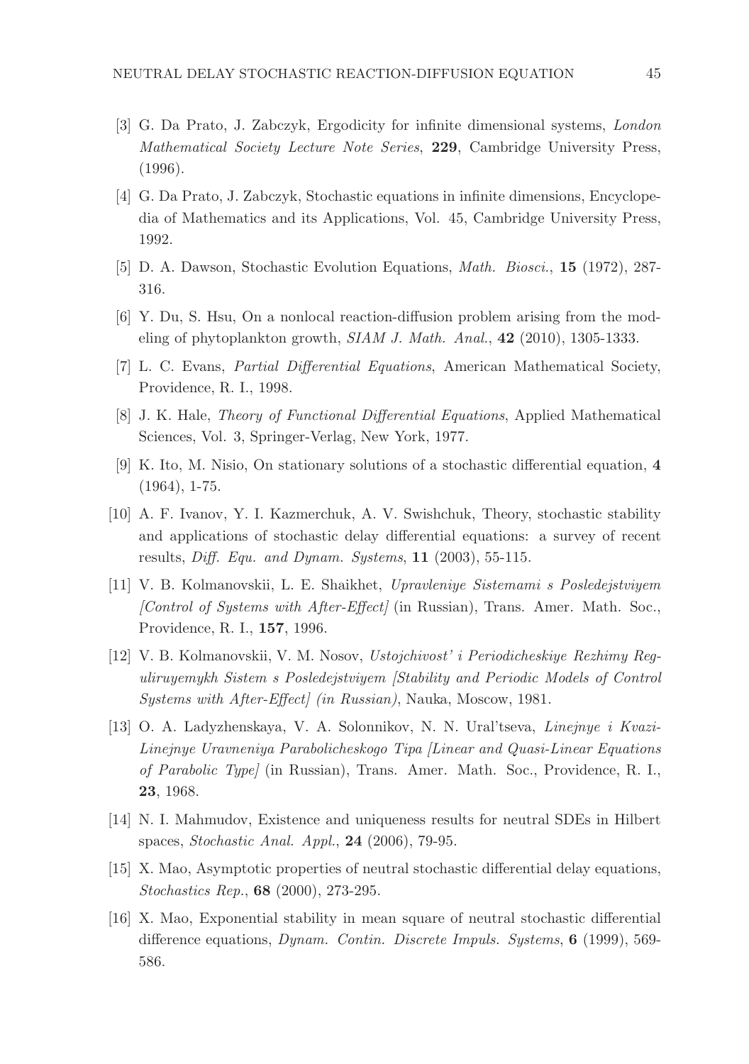[3] G. Da Prato, J. Zabczyk, Ergodicity for infinite dimensional systems, *London Mathematical Society Lecture Note Series*, **229**, Cambridge University Press, (1996).

[4] G. Da Prato, J. Zabczyk, Stochastic equations in infinite dimensions, Encyclopedia of Mathematics and its Applications, Vol. 45, Cambridge University Press, 1992.

[5] D. A. Dawson, Stochastic Evolution Equations, *Math. Biosci.*, **15** (1972), 287-316.

[6] Y. Du, S. Hsu, On a nonlocal reaction-diffusion problem arising from the modeling of phytoplankton growth, *SIAM J. Math. Anal.*, **42** (2010), 1305-1333.

[7] L. C. Evans, *Partial Differential Equations*, American Mathematical Society, Providence, R. I., 1998.

[8] J. K. Hale, *Theory of Functional Differential Equations*, Applied Mathematical Sciences, Vol. 3, Springer-Verlag, New York, 1977.

[9] K. Ito, M. Nisio, On stationary solutions of a stochastic differential equation, **4** (1964), 1-75.

[10] A. F. Ivanov, Y. I. Kazmerchuk, A. V. Swishchuk, Theory, stochastic stability and applications of stochastic delay differential equations: a survey of recent results, *Diff. Equ. and Dynam. Systems*, **11** (2003), 55-115.

[11] V. B. Kolmanovskii, L. E. Shaikhet, *Upravleniye Sistemami s Posledejstviyem [Control of Systems with After-Effect]* (in Russian), Trans. Amer. Math. Soc., Providence, R. I., **157**, 1996.

[12] V. B. Kolmanovskii, V. M. Nosov, *Ustojchivost' i Periodicheskiye Rezhimy Reguliruyemykh Sistem s Posledejstviyem [Stability and Periodic Models of Control Systems with After-Effect] (in Russian)*, Nauka, Moscow, 1981.

[13] O. A. Ladyzhenskaya, V. A. Solonnikov, N. N. Ural'tseva, *Linejnye i Kvazi-Linejnye Uravneniya Parabolicheskogo Tipa [Linear and Quasi-Linear Equations of Parabolic Type]* (in Russian), Trans. Amer. Math. Soc., Providence, R. I., **23**, 1968.

[14] N. I. Mahmudov, Existence and uniqueness results for neutral SDEs in Hilbert spaces, *Stochastic Anal. Appl.*, **24** (2006), 79-95.

[15] X. Mao, Asymptotic properties of neutral stochastic differential delay equations, *Stochastics Rep.*, **68** (2000), 273-295.

[16] X. Mao, Exponential stability in mean square of neutral stochastic differential difference equations, *Dynam. Contin. Discrete Impuls. Systems*, **6** (1999), 569-586.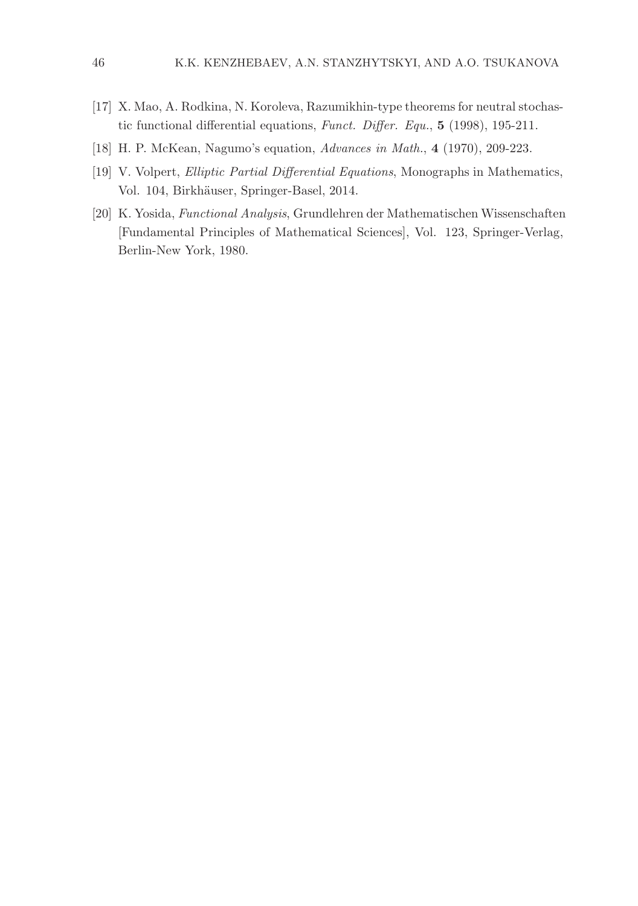[17] X. Mao, A. Rodkina, N. Koroleva, Razumikhin-type theorems for neutral stochastic functional differential equations, *Funct. Differ. Equ.*, **5** (1998), 195-211.

[18] H. P. McKean, Nagumo's equation, *Advances in Math.*, **4** (1970), 209-223.

[19] V. Volpert, *Elliptic Partial Differential Equations*, Monographs in Mathematics, Vol. 104, Birkhäuser, Springer-Basel, 2014.

[20] K. Yosida, *Functional Analysis*, Grundlehren der Mathematischen Wissenschaften [Fundamental Principles of Mathematical Sciences], Vol. 123, Springer-Verlag, Berlin-New York, 1980.